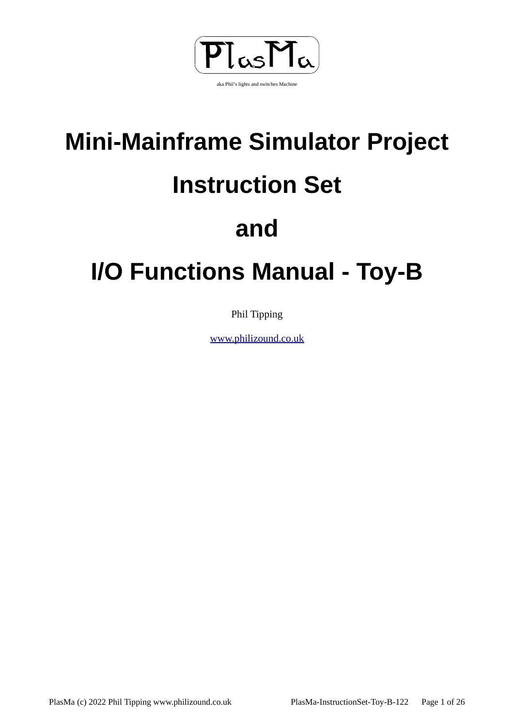PlasMa

aka Phil's lights and switches Machine

# Mini-Mainframe Simulator Project

# Instruction Set

# and

# I/O Functions Manual - Toy-B

Phil Tipping

www.philizound.co.uk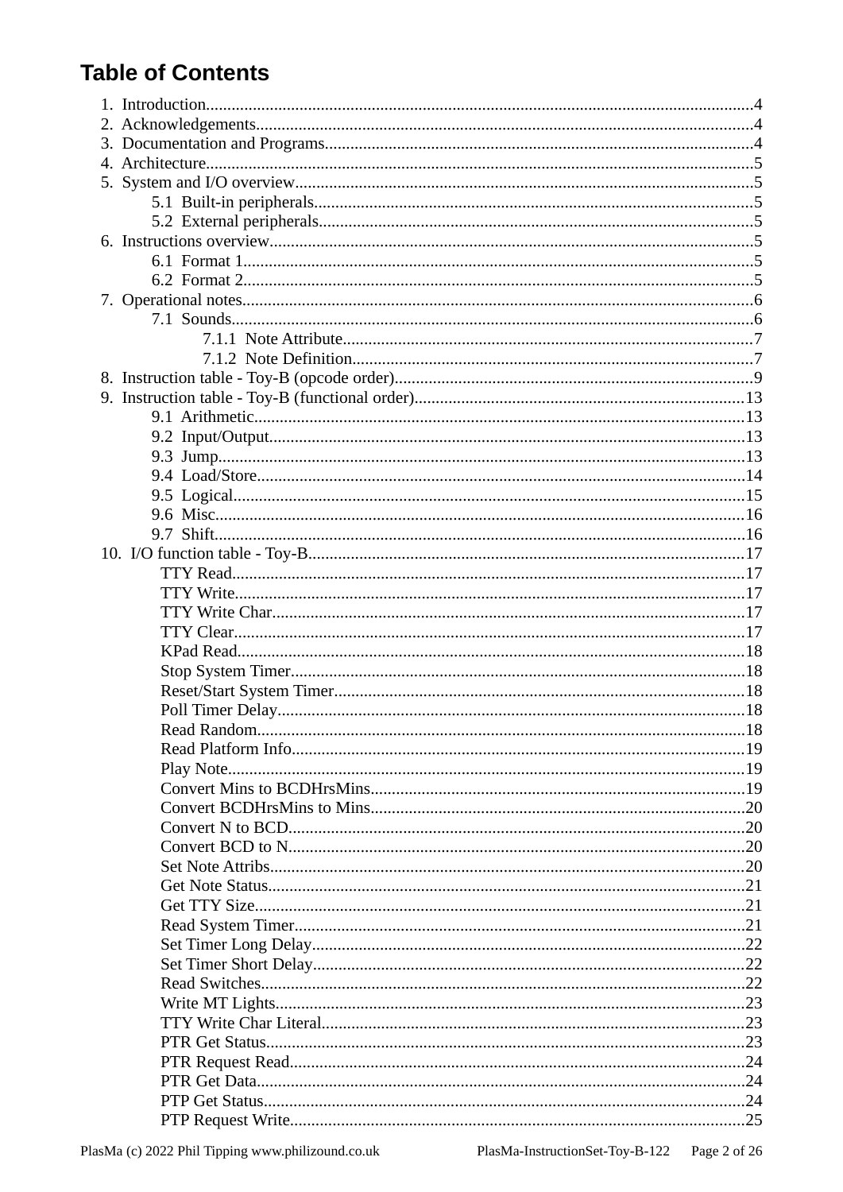# Table of Contents

1. Introduction....4
2. Acknowledgements....4
3. Documentation and Programs....4
4. Architecture....5
5. System and I/O overview....5
    - 5.1 Built-in peripherals....5
    - 5.2 External peripherals....5
6. Instructions overview....5
    - 6.1 Format 1....5
    - 6.2 Format 2....5
7. Operational notes....6
    - 7.1 Sounds....6
        - 7.1.1 Note Attribute....7
        - 7.1.2 Note Definition....7
8. Instruction table - Toy-B (opcode order)....9
9. Instruction table - Toy-B (functional order)....13
    - 9.1 Arithmetic....13
    - 9.2 Input/Output....13
    - 9.3 Jump....13
    - 9.4 Load/Store....14
    - 9.5 Logical....15
    - 9.6 Misc....16
    - 9.7 Shift....16
10. I/O function table - Toy-B....17
    - TTY Read....17
    - TTY Write....17
    - TTY Write Char....17
    - TTY Clear....17
    - KPad Read....18
    - Stop System Timer....18
    - Reset/Start System Timer....18
    - Poll Timer Delay....18
    - Read Random....18
    - Read Platform Info....19
    - Play Note....19
    - Convert Mins to BCDHrsMins....19
    - Convert BCDHrsMins to Mins....20
    - Convert N to BCD....20
    - Convert BCD to N....20
    - Set Note Attribs....20
    - Get Note Status....21
    - Get TTY Size....21
    - Read System Timer....21
    - Set Timer Long Delay....22
    - Set Timer Short Delay....22
    - Read Switches....22
    - Write MT Lights....23
    - TTY Write Char Literal....23
    - PTR Get Status....23
    - PTR Request Read....24
    - PTR Get Data....24
    - PTP Get Status....24
    - PTP Request Write....25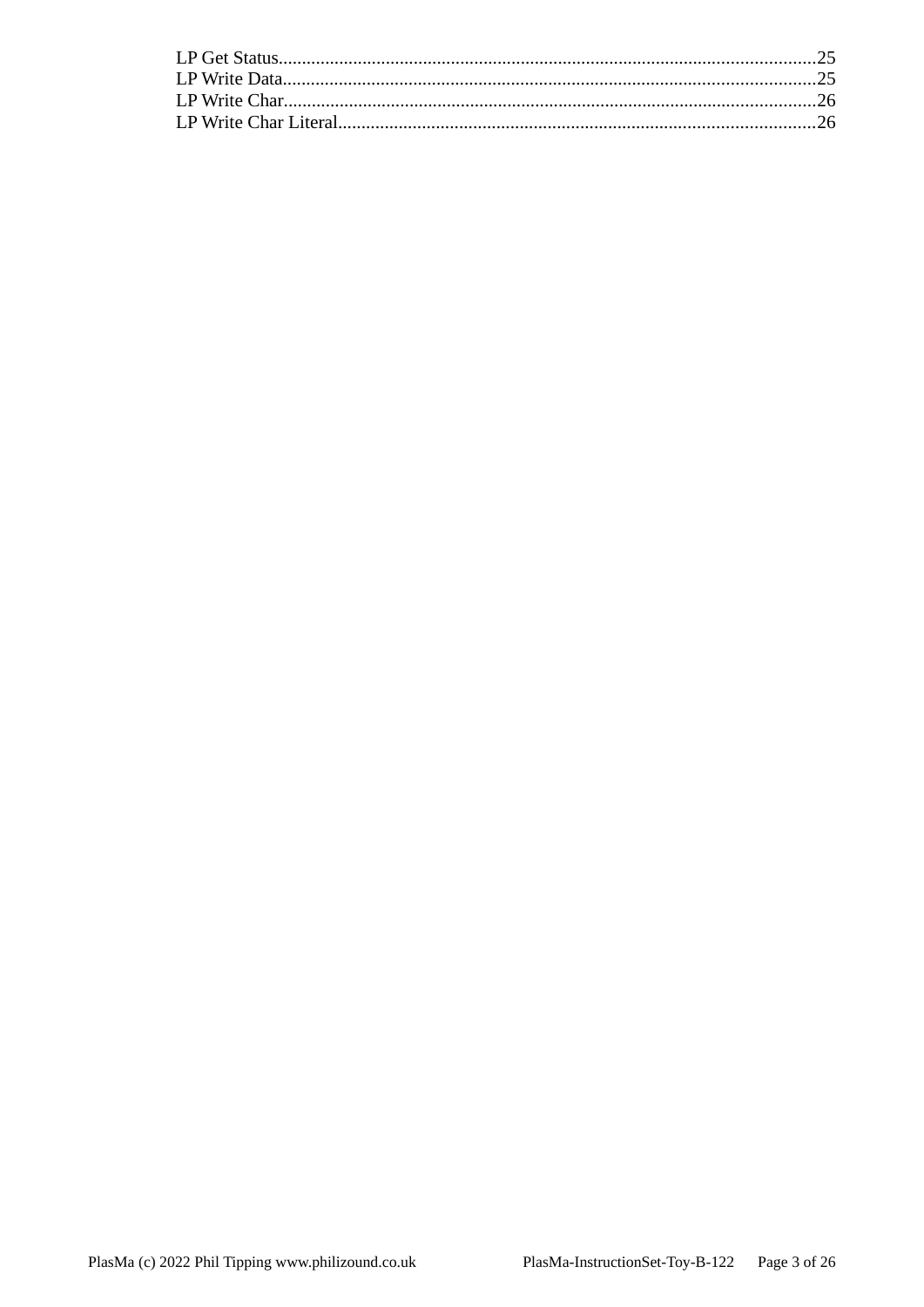LP Get Status......................................................................................................................25
LP Write Data......................................................................................................................25
LP Write Char......................................................................................................................26
LP Write Char Literal..........................................................................................................26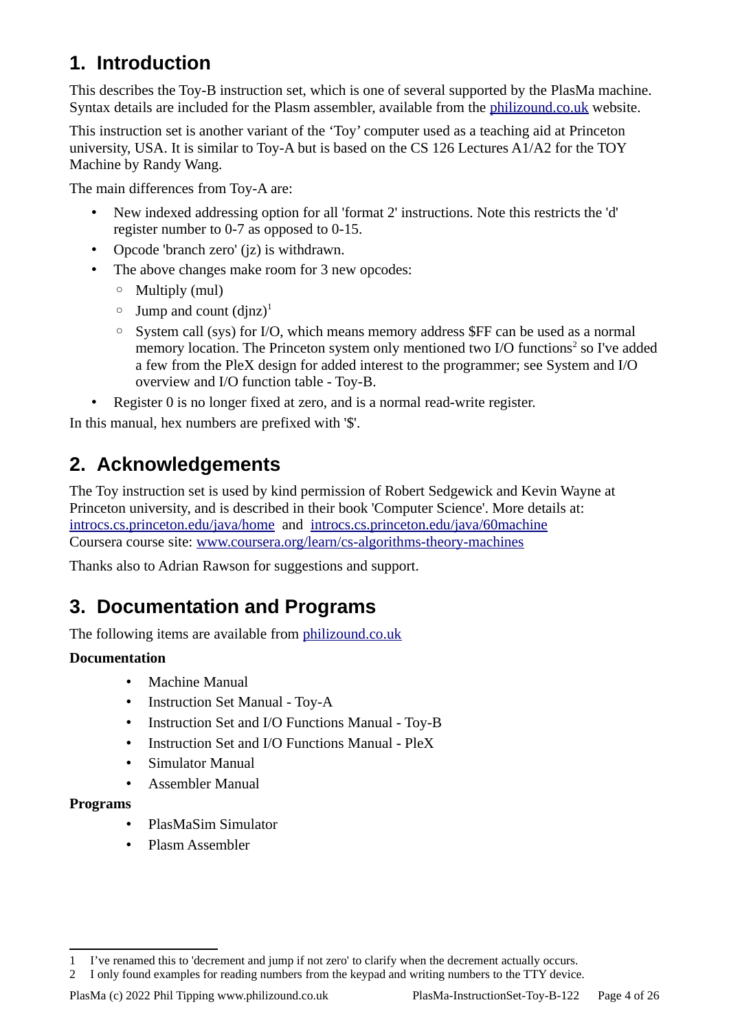# 1. Introduction

This describes the Toy-B instruction set, which is one of several supported by the PlasMa machine. Syntax details are included for the Plasm assembler, available from the philizound.co.uk website.

This instruction set is another variant of the 'Toy' computer used as a teaching aid at Princeton university, USA. It is similar to Toy-A but is based on the CS 126 Lectures A1/A2 for the TOY Machine by Randy Wang.

The main differences from Toy-A are:

- New indexed addressing option for all 'format 2' instructions. Note this restricts the 'd' register number to 0-7 as opposed to 0-15.
- Opcode 'branch zero' (jz) is withdrawn.
- The above changes make room for 3 new opcodes:
  - Multiply (mul)
  - Jump and count (djnz)[1]
  - System call (sys) for I/O, which means memory address $FF can be used as a normal memory location. The Princeton system only mentioned two I/O functions[2] so I've added a few from the PleX design for added interest to the programmer; see System and I/O overview and I/O function table - Toy-B.
- Register 0 is no longer fixed at zero, and is a normal read-write register.

In this manual, hex numbers are prefixed with '$'.

# 2. Acknowledgements

The Toy instruction set is used by kind permission of Robert Sedgewick and Kevin Wayne at Princeton university, and is described in their book 'Computer Science'. More details at: introcs.cs.princeton.edu/java/home and introcs.cs.princeton.edu/java/60machine
Coursera course site: www.coursera.org/learn/cs-algorithms-theory-machines

Thanks also to Adrian Rawson for suggestions and support.

# 3. Documentation and Programs

The following items are available from philizound.co.uk

**Documentation**

- Machine Manual
- Instruction Set Manual - Toy-A
- Instruction Set and I/O Functions Manual - Toy-B
- Instruction Set and I/O Functions Manual - PleX
- Simulator Manual
- Assembler Manual

**Programs**

- PlasMaSim Simulator
- Plasm Assembler

---

1 I've renamed this to 'decrement and jump if not zero' to clarify when the decrement actually occurs.
2 I only found examples for reading numbers from the keypad and writing numbers to the TTY device.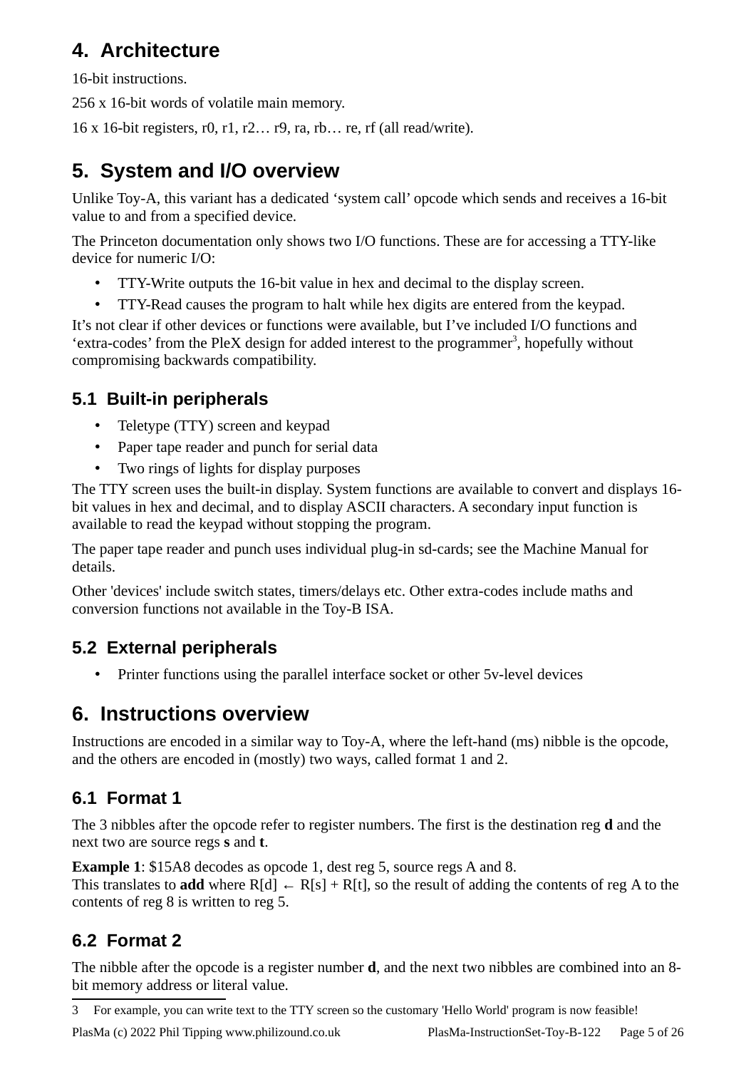## 4. Architecture

16-bit instructions.

256 x 16-bit words of volatile main memory.

16 x 16-bit registers, r0, r1, r2… r9, ra, rb… re, rf (all read/write).

## 5. System and I/O overview

Unlike Toy-A, this variant has a dedicated 'system call' opcode which sends and receives a 16-bit value to and from a specified device.

The Princeton documentation only shows two I/O functions. These are for accessing a TTY-like device for numeric I/O:

- TTY-Write outputs the 16-bit value in hex and decimal to the display screen.
- TTY-Read causes the program to halt while hex digits are entered from the keypad.

It's not clear if other devices or functions were available, but I've included I/O functions and 'extra-codes' from the PleX design for added interest to the programmer[3], hopefully without compromising backwards compatibility.

### 5.1 Built-in peripherals

- Teletype (TTY) screen and keypad
- Paper tape reader and punch for serial data
- Two rings of lights for display purposes

The TTY screen uses the built-in display. System functions are available to convert and displays 16-bit values in hex and decimal, and to display ASCII characters. A secondary input function is available to read the keypad without stopping the program.

The paper tape reader and punch uses individual plug-in sd-cards; see the Machine Manual for details.

Other 'devices' include switch states, timers/delays etc. Other extra-codes include maths and conversion functions not available in the Toy-B ISA.

### 5.2 External peripherals

- Printer functions using the parallel interface socket or other 5v-level devices

## 6. Instructions overview

Instructions are encoded in a similar way to Toy-A, where the left-hand (ms) nibble is the opcode, and the others are encoded in (mostly) two ways, called format 1 and 2.

### 6.1 Format 1

The 3 nibbles after the opcode refer to register numbers. The first is the destination reg **d** and the next two are source regs **s** and **t**.

**Example 1**: $15A8 decodes as opcode 1, dest reg 5, source regs A and 8.
This translates to **add** where $R[d] \leftarrow R[s] + R[t]$, so the result of adding the contents of reg A to the contents of reg 8 is written to reg 5.

### 6.2 Format 2

The nibble after the opcode is a register number **d**, and the next two nibbles are combined into an 8-bit memory address or literal value.

---

3 For example, you can write text to the TTY screen so the customary 'Hello World' program is now feasible!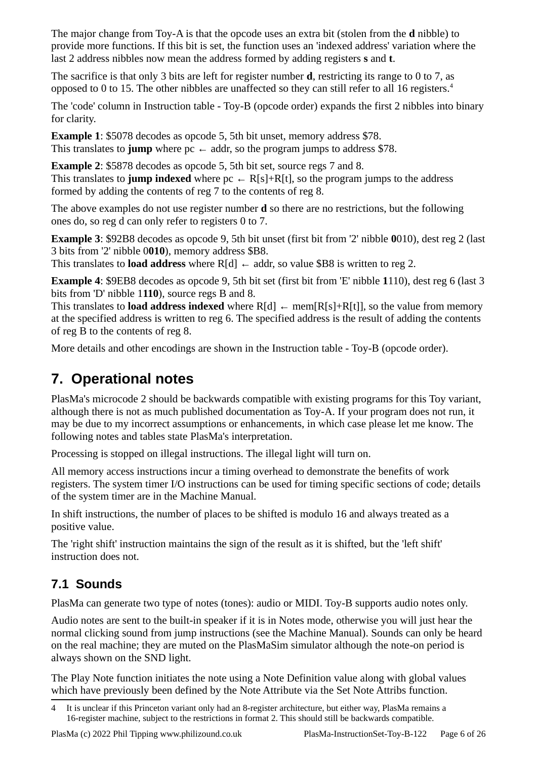The major change from Toy-A is that the opcode uses an extra bit (stolen from the **d** nibble) to provide more functions. If this bit is set, the function uses an 'indexed address' variation where the last 2 address nibbles now mean the address formed by adding registers **s** and **t**.

The sacrifice is that only 3 bits are left for register number **d**, restricting its range to 0 to 7, as opposed to 0 to 15. The other nibbles are unaffected so they can still refer to all 16 registers.[4]

The 'code' column in Instruction table - Toy-B (opcode order) expands the first 2 nibbles into binary for clarity.

**Example 1**: $5078 decodes as opcode 5, 5th bit unset, memory address $78.
This translates to **jump** where pc ← addr, so the program jumps to address $78.

**Example 2**: $5878 decodes as opcode 5, 5th bit set, source regs 7 and 8.
This translates to **jump indexed** where pc ← R[s]+R[t], so the program jumps to the address formed by adding the contents of reg 7 to the contents of reg 8.

The above examples do not use register number **d** so there are no restrictions, but the following ones do, so reg d can only refer to registers 0 to 7.

**Example 3**: $92B8 decodes as opcode 9, 5th bit unset (first bit from '2' nibble **0**010), dest reg 2 (last 3 bits from '2' nibble 0**010**), memory address $B8.
This translates to **load address** where R[d] ← addr, so value $B8 is written to reg 2.

**Example 4**: $9EB8 decodes as opcode 9, 5th bit set (first bit from 'E' nibble **1**110), dest reg 6 (last 3 bits from 'D' nibble 1**110**), source regs B and 8.
This translates to **load address indexed** where R[d] ← mem[R[s]+R[t]], so the value from memory at the specified address is written to reg 6. The specified address is the result of adding the contents of reg B to the contents of reg 8.

More details and other encodings are shown in the Instruction table - Toy-B (opcode order).

# 7. Operational notes

PlasMa's microcode 2 should be backwards compatible with existing programs for this Toy variant, although there is not as much published documentation as Toy-A. If your program does not run, it may be due to my incorrect assumptions or enhancements, in which case please let me know. The following notes and tables state PlasMa's interpretation.

Processing is stopped on illegal instructions. The illegal light will turn on.

All memory access instructions incur a timing overhead to demonstrate the benefits of work registers. The system timer I/O instructions can be used for timing specific sections of code; details of the system timer are in the Machine Manual.

In shift instructions, the number of places to be shifted is modulo 16 and always treated as a positive value.

The 'right shift' instruction maintains the sign of the result as it is shifted, but the 'left shift' instruction does not.

## 7.1 Sounds

PlasMa can generate two type of notes (tones): audio or MIDI. Toy-B supports audio notes only.

Audio notes are sent to the built-in speaker if it is in Notes mode, otherwise you will just hear the normal clicking sound from jump instructions (see the Machine Manual). Sounds can only be heard on the real machine; they are muted on the PlasMaSim simulator although the note-on period is always shown on the SND light.

The Play Note function initiates the note using a Note Definition value along with global values which have previously been defined by the Note Attribute via the Set Note Attribs function.

---

4 It is unclear if this Princeton variant only had an 8-register architecture, but either way, PlasMa remains a 16-register machine, subject to the restrictions in format 2. This should still be backwards compatible.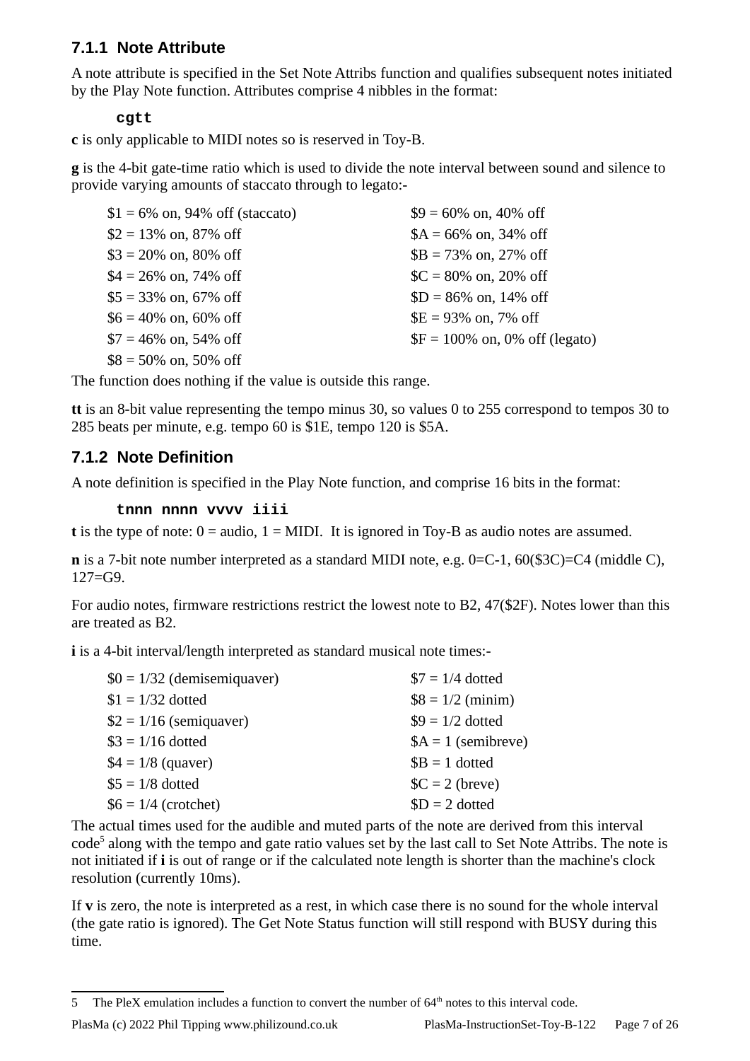### 7.1.1 Note Attribute

A note attribute is specified in the Set Note Attribs function and qualifies subsequent notes initiated by the Play Note function. Attributes comprise 4 nibbles in the format:

```
cgtt
```

**c** is only applicable to MIDI notes so is reserved in Toy-B.

**g** is the 4-bit gate-time ratio which is used to divide the note interval between sound and silence to provide varying amounts of staccato through to legato:-

| | |
|---|---|
| $1 = 6% on, 94% off (staccato) | $9 = 60% on, 40% off |
| $2 = 13% on, 87% off | $A = 66% on, 34% off |
| $3 = 20% on, 80% off | $B = 73% on, 27% off |
| $4 = 26% on, 74% off | $C = 80% on, 20% off |
| $5 = 33% on, 67% off | $D = 86% on, 14% off |
| $6 = 40% on, 60% off | $E = 93% on, 7% off |
| $7 = 46% on, 54% off | $F = 100% on, 0% off (legato) |
| $8 = 50% on, 50% off | |

The function does nothing if the value is outside this range.

**tt** is an 8-bit value representing the tempo minus 30, so values 0 to 255 correspond to tempos 30 to 285 beats per minute, e.g. tempo 60 is $1E, tempo 120 is $5A.

### 7.1.2 Note Definition

A note definition is specified in the Play Note function, and comprise 16 bits in the format:

```
tnnn nnnn vvvv iiii
```

**t** is the type of note: 0 = audio, 1 = MIDI. It is ignored in Toy-B as audio notes are assumed.

**n** is a 7-bit note number interpreted as a standard MIDI note, e.g. 0=C-1, 60($3C)=C4 (middle C), 127=G9.

For audio notes, firmware restrictions restrict the lowest note to B2, 47($2F). Notes lower than this are treated as B2.

**i** is a 4-bit interval/length interpreted as standard musical note times:-

| | |
|---|---|
| $0 = 1/32 (demisemiquaver) | $7 = 1/4 dotted |
| $1 = 1/32 dotted | $8 = 1/2 (minim) |
| $2 = 1/16 (semiquaver) | $9 = 1/2 dotted |
| $3 = 1/16 dotted | $A = 1 (semibreve) |
| $4 = 1/8 (quaver) | $B = 1 dotted |
| $5 = 1/8 dotted | $C = 2 (breve) |
| $6 = 1/4 (crotchet) | $D = 2 dotted |

The actual times used for the audible and muted parts of the note are derived from this interval code[5] along with the tempo and gate ratio values set by the last call to Set Note Attribs. The note is not initiated if **i** is out of range or if the calculated note length is shorter than the machine's clock resolution (currently 10ms).

If **v** is zero, the note is interpreted as a rest, in which case there is no sound for the whole interval (the gate ratio is ignored). The Get Note Status function will still respond with BUSY during this time.

---

5 The PleX emulation includes a function to convert the number of 64th notes to this interval code.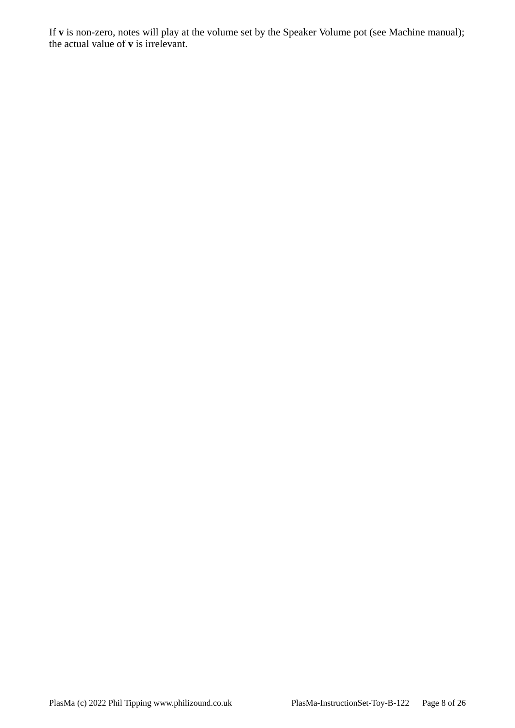If **v** is non-zero, notes will play at the volume set by the Speaker Volume pot (see Machine manual); the actual value of **v** is irrelevant.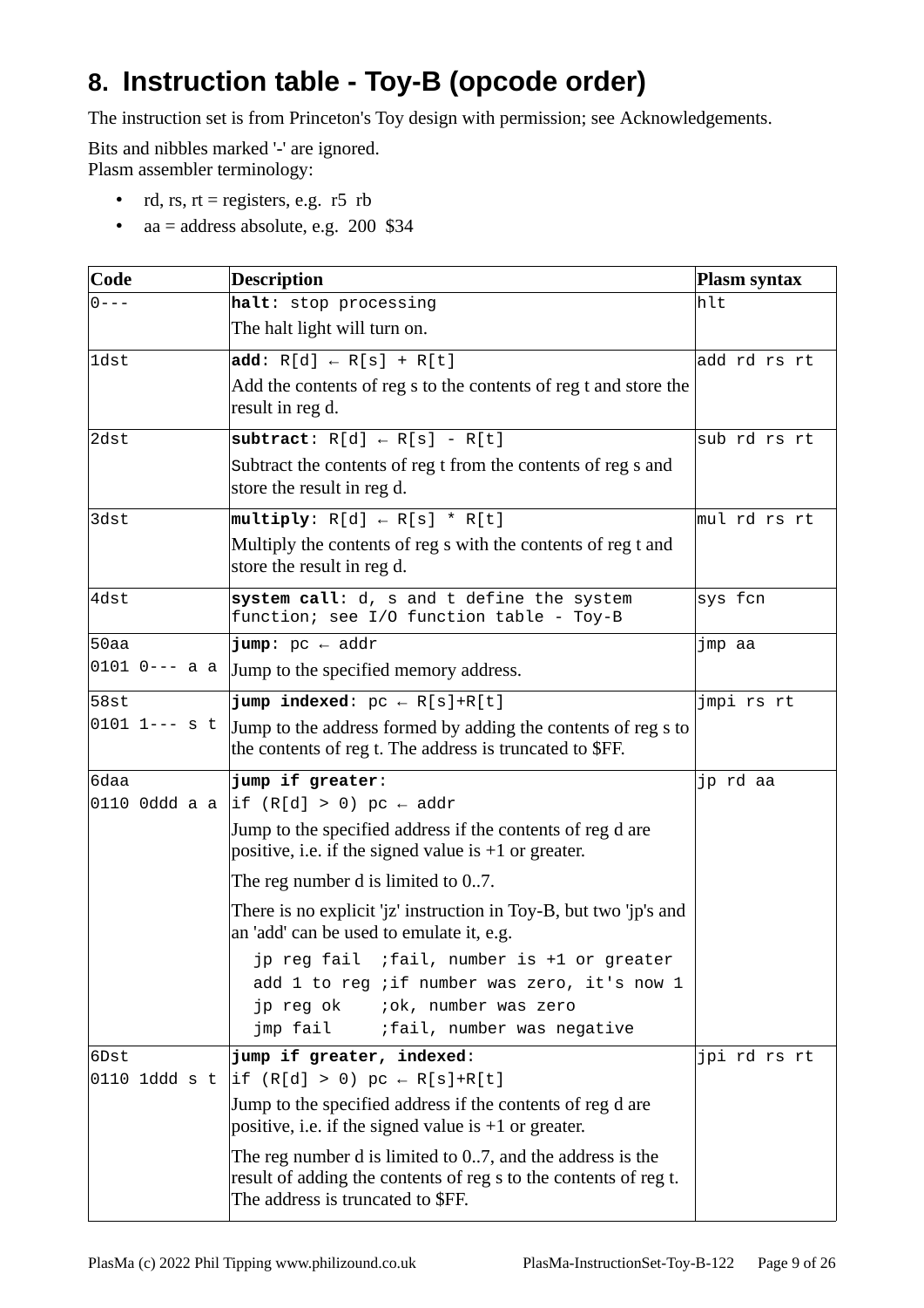## 8. Instruction table - Toy-B (opcode order)

The instruction set is from Princeton's Toy design with permission; see Acknowledgements.

Bits and nibbles marked '-' are ignored.
Plasm assembler terminology:

- rd, rs, rt = registers, e.g. r5 rb
- aa = address absolute, e.g. 200 $34

| Code | Description | Plasm syntax |
|---|---|---|
| 0--- | **halt**: stop processing<br>The halt light will turn on. | hlt |
| 1dst | **add**: R[d] ← R[s] + R[t]<br>Add the contents of reg s to the contents of reg t and store the result in reg d. | add rd rs rt |
| 2dst | **subtract**: R[d] ← R[s] - R[t]<br>Subtract the contents of reg t from the contents of reg s and store the result in reg d. | sub rd rs rt |
| 3dst | **multiply**: R[d] ← R[s] * R[t]<br>Multiply the contents of reg s with the contents of reg t and store the result in reg d. | mul rd rs rt |
| 4dst | **system call**: d, s and t define the system function; see I/O function table - Toy-B | sys fcn |
| 50aa<br>0101 0--- a a | **jump**: pc ← addr<br>Jump to the specified memory address. | jmp aa |
| 58st<br>0101 1--- s t | **jump indexed**: pc ← R[s]+R[t]<br>Jump to the address formed by adding the contents of reg s to the contents of reg t. The address is truncated to $FF. | jmpi rs rt |
| 6daa<br>0110 0ddd a a | **jump if greater**:<br>if (R[d] > 0) pc ← addr<br>Jump to the specified address if the contents of reg d are positive, i.e. if the signed value is +1 or greater.<br>The reg number d is limited to 0..7.<br>There is no explicit 'jz' instruction in Toy-B, but two 'jp's and an 'add' can be used to emulate it, e.g.<br>`jp reg fail  ;fail, number is +1 or greater`<br>`add 1 to reg ;if number was zero, it's now 1`<br>`jp reg ok    ;ok, number was zero`<br>`jmp fail     ;fail, number was negative` | jp rd aa |
| 6Dst<br>0110 1ddd s t | **jump if greater, indexed**:<br>if (R[d] > 0) pc ← R[s]+R[t]<br>Jump to the specified address if the contents of reg d are positive, i.e. if the signed value is +1 or greater.<br>The reg number d is limited to 0..7, and the address is the result of adding the contents of reg s to the contents of reg t. The address is truncated to $FF. | jpi rd rs rt |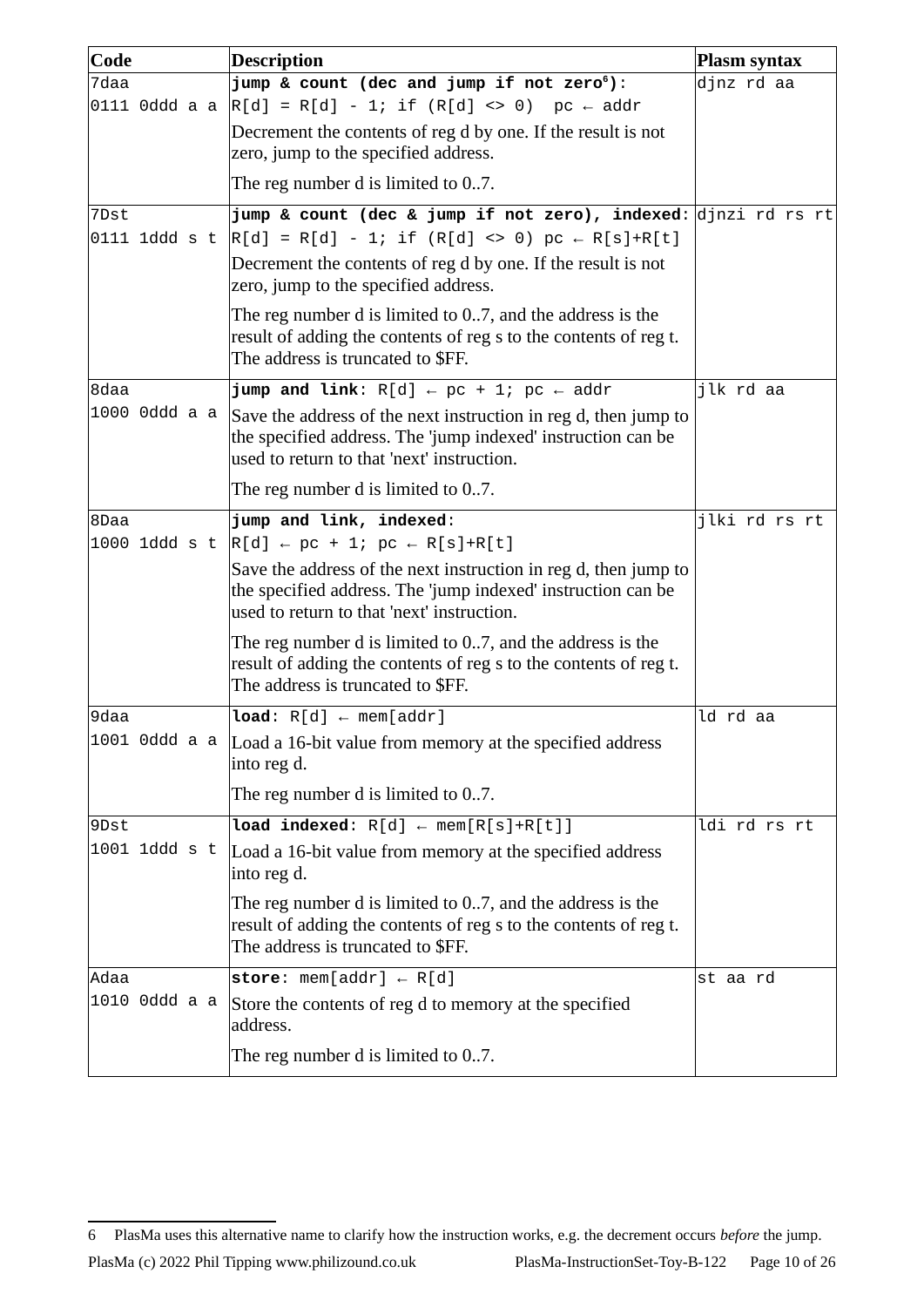| Code | Description | Plasm syntax |
|---|---|---|
| 7daa<br>0111 0ddd a a | **jump & count (dec and jump if not zero[6])**:<br>`R[d] = R[d] - 1; if (R[d] <> 0)  pc ← addr`<br>Decrement the contents of reg d by one. If the result is not zero, jump to the specified address.<br>The reg number d is limited to 0..7. | djnz rd aa |
| 7Dst<br>0111 1ddd s t | **jump & count (dec & jump if not zero), indexed**:<br>`R[d] = R[d] - 1; if (R[d] <> 0) pc ← R[s]+R[t]`<br>Decrement the contents of reg d by one. If the result is not zero, jump to the specified address.<br>The reg number d is limited to 0..7, and the address is the result of adding the contents of reg s to the contents of reg t. The address is truncated to $FF. | djnzi rd rs rt |
| 8daa<br>1000 0ddd a a | **jump and link**: `R[d] ← pc + 1; pc ← addr`<br>Save the address of the next instruction in reg d, then jump to the specified address. The 'jump indexed' instruction can be used to return to that 'next' instruction.<br>The reg number d is limited to 0..7. | jlk rd aa |
| 8Daa<br>1000 1ddd s t | **jump and link, indexed**:<br>`R[d] ← pc + 1; pc ← R[s]+R[t]`<br>Save the address of the next instruction in reg d, then jump to the specified address. The 'jump indexed' instruction can be used to return to that 'next' instruction.<br>The reg number d is limited to 0..7, and the address is the result of adding the contents of reg s to the contents of reg t. The address is truncated to $FF. | jlki rd rs rt |
| 9daa<br>1001 0ddd a a | **load**: `R[d] ← mem[addr]`<br>Load a 16-bit value from memory at the specified address into reg d.<br>The reg number d is limited to 0..7. | ld rd aa |
| 9Dst<br>1001 1ddd s t | **load indexed**: `R[d] ← mem[R[s]+R[t]]`<br>Load a 16-bit value from memory at the specified address into reg d.<br>The reg number d is limited to 0..7, and the address is the result of adding the contents of reg s to the contents of reg t. The address is truncated to $FF. | ldi rd rs rt |
| Adaa<br>1010 0ddd a a | **store**: `mem[addr] ← R[d]`<br>Store the contents of reg d to memory at the specified address.<br>The reg number d is limited to 0..7. | st aa rd |

[6] PlasMa uses this alternative name to clarify how the instruction works, e.g. the decrement occurs *before* the jump.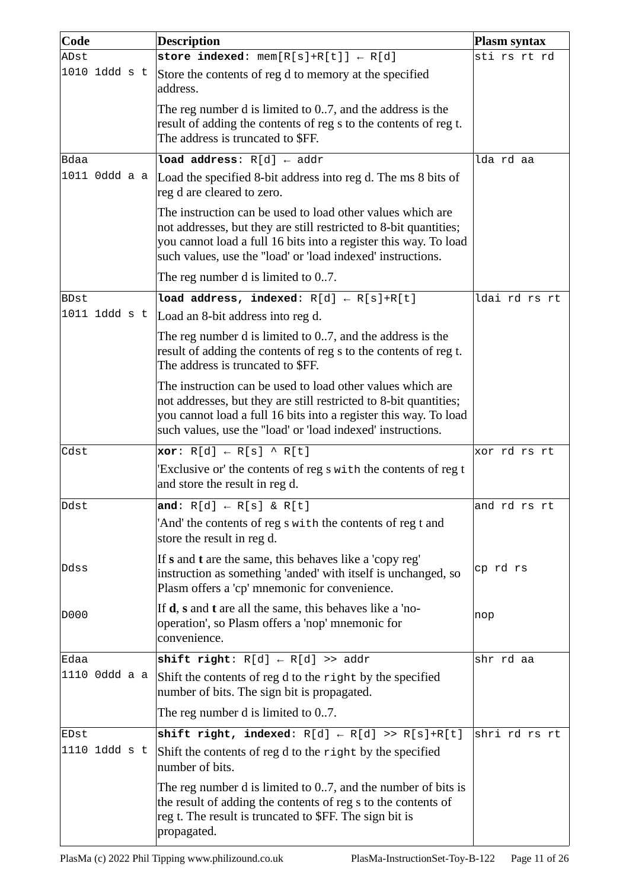| Code | Description | Plasm syntax |
|---|---|---|
| ADst<br>1010 1ddd s t | **store indexed**: mem[R[s]+R[t]] ← R[d]<br><br>Store the contents of reg d to memory at the specified address.<br><br>The reg number d is limited to 0..7, and the address is the result of adding the contents of reg s to the contents of reg t. The address is truncated to $FF. | sti rs rt rd |
| Bdaa<br>1011 0ddd a a | **load address**: R[d] ← addr<br><br>Load the specified 8-bit address into reg d. The ms 8 bits of reg d are cleared to zero.<br><br>The instruction can be used to load other values which are not addresses, but they are still restricted to 8-bit quantities; you cannot load a full 16 bits into a register this way. To load such values, use the "load' or 'load indexed' instructions.<br><br>The reg number d is limited to 0..7. | lda rd aa |
| BDst<br>1011 1ddd s t | **load address, indexed**: R[d] ← R[s]+R[t]<br><br>Load an 8-bit address into reg d.<br><br>The reg number d is limited to 0..7, and the address is the result of adding the contents of reg s to the contents of reg t. The address is truncated to $FF.<br><br>The instruction can be used to load other values which are not addresses, but they are still restricted to 8-bit quantities; you cannot load a full 16 bits into a register this way. To load such values, use the "load' or 'load indexed' instructions. | ldai rd rs rt |
| Cdst | **xor**: R[d] ← R[s] ^ R[t]<br><br>'Exclusive or' the contents of reg s with the contents of reg t and store the result in reg d. | xor rd rs rt |
| Ddst | **and**: R[d] ← R[s] & R[t]<br><br>'And' the contents of reg s with the contents of reg t and store the result in reg d. | and rd rs rt |
| Ddss | If **s** and **t** are the same, this behaves like a 'copy reg' instruction as something 'anded' with itself is unchanged, so Plasm offers a 'cp' mnemonic for convenience. | cp rd rs |
| D000 | If **d**, **s** and **t** are all the same, this behaves like a 'no-operation', so Plasm offers a 'nop' mnemonic for convenience. | nop |
| Edaa<br>1110 0ddd a a | **shift right**: R[d] ← R[d] >> addr<br><br>Shift the contents of reg d to the right by the specified number of bits. The sign bit is propagated.<br><br>The reg number d is limited to 0..7. | shr rd aa |
| EDst<br>1110 1ddd s t | **shift right, indexed**: R[d] ← R[d] >> R[s]+R[t]<br><br>Shift the contents of reg d to the right by the specified number of bits.<br><br>The reg number d is limited to 0..7, and the number of bits is the result of adding the contents of reg s to the contents of reg t. The result is truncated to $FF. The sign bit is propagated. | shri rd rs rt |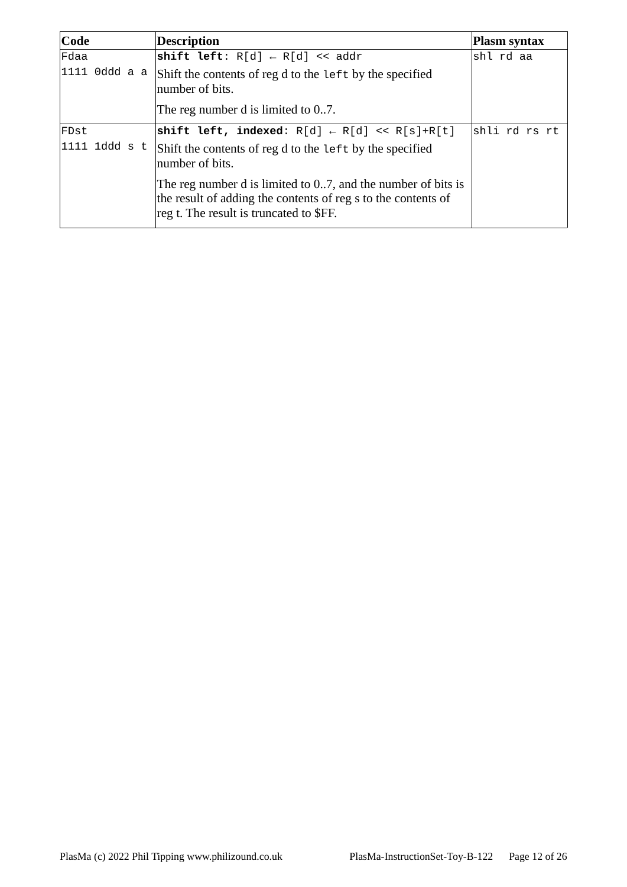| Code | Description | Plasm syntax |
|---|---|---|
| `Fdaa`<br>`1111 0ddd a a` | **shift left**: `R[d] ← R[d] << addr`<br>Shift the contents of reg d to the `left` by the specified number of bits.<br>The reg number d is limited to 0..7. | `shl rd aa` |
| `FDst`<br>`1111 1ddd s t` | **shift left, indexed**: `R[d] ← R[d] << R[s]+R[t]`<br>Shift the contents of reg d to the `left` by the specified number of bits.<br>The reg number d is limited to 0..7, and the number of bits is the result of adding the contents of reg s to the contents of reg t. The result is truncated to $FF. | `shli rd rs rt` |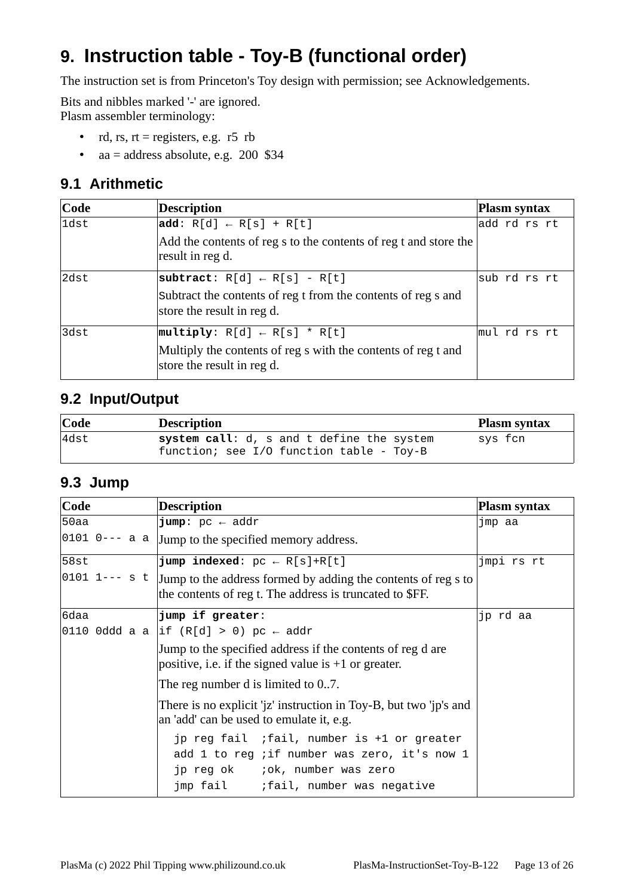## 9. Instruction table - Toy-B (functional order)

The instruction set is from Princeton's Toy design with permission; see Acknowledgements.

Bits and nibbles marked '-' are ignored.
Plasm assembler terminology:

- rd, rs, rt = registers, e.g. r5 rb
- aa = address absolute, e.g. 200 $34

### 9.1 Arithmetic

| Code | Description | Plasm syntax |
|---|---|---|
| 1dst | **add**: R[d] ← R[s] + R[t]<br>Add the contents of reg s to the contents of reg t and store the result in reg d. | add rd rs rt |
| 2dst | **subtract**: R[d] ← R[s] - R[t]<br>Subtract the contents of reg t from the contents of reg s and store the result in reg d. | sub rd rs rt |
| 3dst | **multiply**: R[d] ← R[s] * R[t]<br>Multiply the contents of reg s with the contents of reg t and store the result in reg d. | mul rd rs rt |

### 9.2 Input/Output

| Code | Description | Plasm syntax |
|---|---|---|
| 4dst | **system call**: d, s and t define the system function; see I/O function table - Toy-B | sys fcn |

### 9.3 Jump

| Code | Description | Plasm syntax |
|---|---|---|
| 50aa<br>0101 0--- a a | **jump**: pc ← addr<br>Jump to the specified memory address. | jmp aa |
| 58st<br>0101 1--- s t | **jump indexed**: pc ← R[s]+R[t]<br>Jump to the address formed by adding the contents of reg s to the contents of reg t. The address is truncated to $FF. | jmpi rs rt |
| 6daa<br>0110 0ddd a a | **jump if greater**:<br>if (R[d] > 0) pc ← addr<br>Jump to the specified address if the contents of reg d are positive, i.e. if the signed value is +1 or greater.<br>The reg number d is limited to 0..7.<br>There is no explicit 'jz' instruction in Toy-B, but two 'jp's and an 'add' can be used to emulate it, e.g.<br>`jp reg fail  ;fail, number is +1 or greater`<br>`add 1 to reg ;if number was zero, it's now 1`<br>`jp reg ok    ;ok, number was zero`<br>`jmp fail     ;fail, number was negative` | jp rd aa |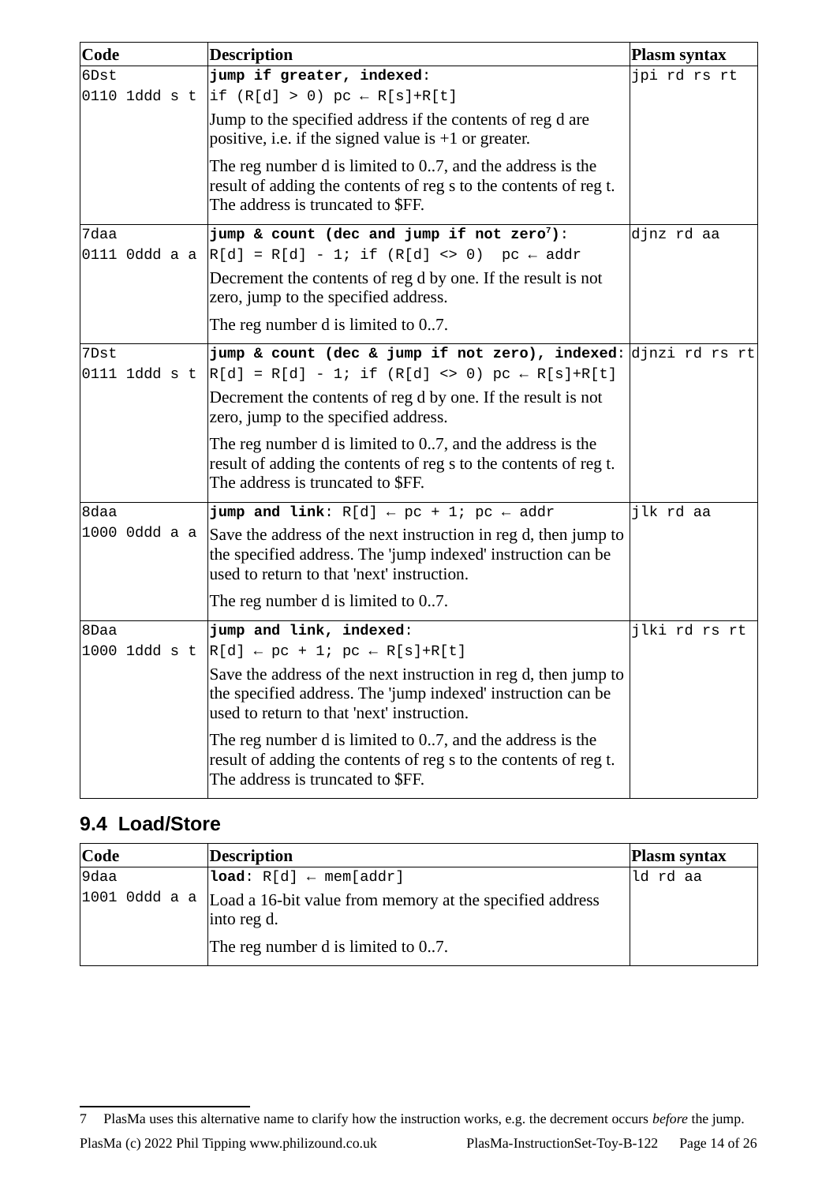| Code | Description | Plasm syntax |
|---|---|---|
| 6Dst<br>0110 1ddd s t | **jump if greater, indexed**:<br>`if (R[d] > 0) pc ← R[s]+R[t]`<br>Jump to the specified address if the contents of reg d are positive, i.e. if the signed value is +1 or greater.<br>The reg number d is limited to 0..7, and the address is the result of adding the contents of reg s to the contents of reg t. The address is truncated to $FF. | jpi rd rs rt |
| 7daa<br>0111 0ddd a a | **jump & count (dec and jump if not zero[7])**:<br>`R[d] = R[d] - 1; if (R[d] <> 0) pc ← addr`<br>Decrement the contents of reg d by one. If the result is not zero, jump to the specified address.<br>The reg number d is limited to 0..7. | djnz rd aa |
| 7Dst<br>0111 1ddd s t | **jump & count (dec & jump if not zero), indexed**:<br>`R[d] = R[d] - 1; if (R[d] <> 0) pc ← R[s]+R[t]`<br>Decrement the contents of reg d by one. If the result is not zero, jump to the specified address.<br>The reg number d is limited to 0..7, and the address is the result of adding the contents of reg s to the contents of reg t. The address is truncated to $FF. | djnzi rd rs rt |
| 8daa<br>1000 0ddd a a | **jump and link**: `R[d] ← pc + 1; pc ← addr`<br>Save the address of the next instruction in reg d, then jump to the specified address. The 'jump indexed' instruction can be used to return to that 'next' instruction.<br>The reg number d is limited to 0..7. | jlk rd aa |
| 8Daa<br>1000 1ddd s t | **jump and link, indexed**:<br>`R[d] ← pc + 1; pc ← R[s]+R[t]`<br>Save the address of the next instruction in reg d, then jump to the specified address. The 'jump indexed' instruction can be used to return to that 'next' instruction.<br>The reg number d is limited to 0..7, and the address is the result of adding the contents of reg s to the contents of reg t. The address is truncated to $FF. | jlki rd rs rt |

## 9.4 Load/Store

| Code | Description | Plasm syntax |
|---|---|---|
| 9daa<br>1001 0ddd a a | **load**: `R[d] ← mem[addr]`<br>Load a 16-bit value from memory at the specified address into reg d.<br>The reg number d is limited to 0..7. | ld rd aa |

[7] PlasMa uses this alternative name to clarify how the instruction works, e.g. the decrement occurs *before* the jump.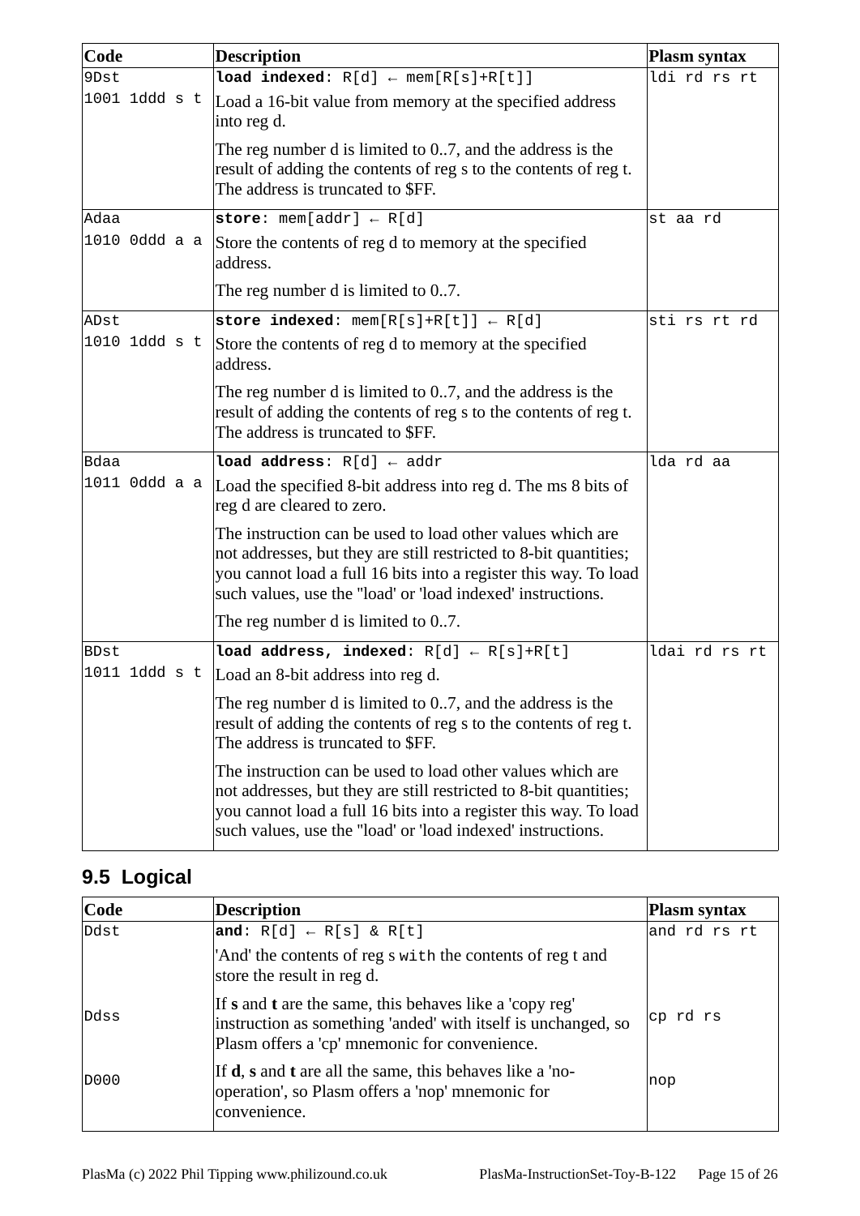| Code | Description | Plasm syntax |
|---|---|---|
| 9Dst<br>1001 1ddd s t | **load indexed**: R[d] ← mem[R[s]+R[t]]<br>Load a 16-bit value from memory at the specified address into reg d.<br>The reg number d is limited to 0..7, and the address is the result of adding the contents of reg s to the contents of reg t. The address is truncated to $FF. | ldi rd rs rt |
| Adaa<br>1010 0ddd a a | **store**: mem[addr] ← R[d]<br>Store the contents of reg d to memory at the specified address.<br>The reg number d is limited to 0..7. | st aa rd |
| ADst<br>1010 1ddd s t | **store indexed**: mem[R[s]+R[t]] ← R[d]<br>Store the contents of reg d to memory at the specified address.<br>The reg number d is limited to 0..7, and the address is the result of adding the contents of reg s to the contents of reg t. The address is truncated to $FF. | sti rs rt rd |
| Bdaa<br>1011 0ddd a a | **load address**: R[d] ← addr<br>Load the specified 8-bit address into reg d. The ms 8 bits of reg d are cleared to zero.<br>The instruction can be used to load other values which are not addresses, but they are still restricted to 8-bit quantities; you cannot load a full 16 bits into a register this way. To load such values, use the "load' or 'load indexed' instructions.<br>The reg number d is limited to 0..7. | lda rd aa |
| BDst<br>1011 1ddd s t | **load address, indexed**: R[d] ← R[s]+R[t]<br>Load an 8-bit address into reg d.<br>The reg number d is limited to 0..7, and the address is the result of adding the contents of reg s to the contents of reg t. The address is truncated to $FF.<br>The instruction can be used to load other values which are not addresses, but they are still restricted to 8-bit quantities; you cannot load a full 16 bits into a register this way. To load such values, use the "load' or 'load indexed' instructions. | ldai rd rs rt |

## 9.5 Logical

| Code | Description | Plasm syntax |
|---|---|---|
| Ddst | **and**: R[d] ← R[s] & R[t]<br>'And' the contents of reg s with the contents of reg t and store the result in reg d. | and rd rs rt |
| Ddss | If **s** and **t** are the same, this behaves like a 'copy reg' instruction as something 'anded' with itself is unchanged, so Plasm offers a 'cp' mnemonic for convenience. | cp rd rs |
| D000 | If **d**, **s** and **t** are all the same, this behaves like a 'no-operation', so Plasm offers a 'nop' mnemonic for convenience. | nop |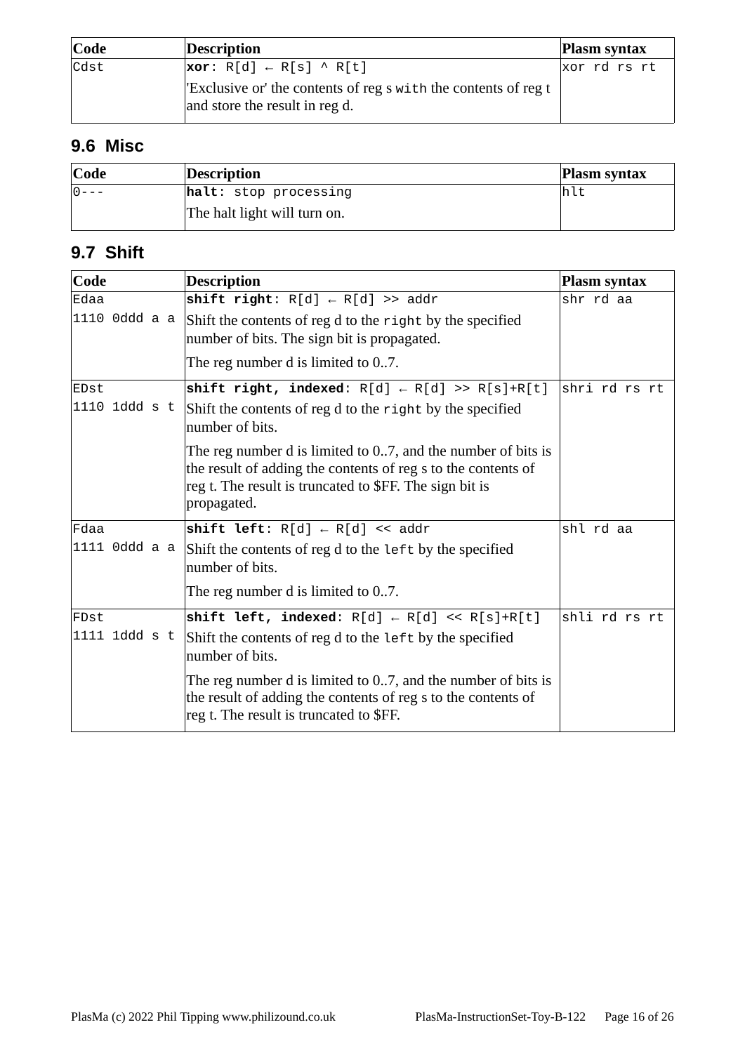| Code | Description | Plasm syntax |
|---|---|---|
| Cdst | **xor**: R[d] ← R[s] ^ R[t]<br>'Exclusive or' the contents of reg s with the contents of reg t and store the result in reg d. | xor rd rs rt |

## 9.6 Misc

| Code | Description | Plasm syntax |
|---|---|---|
| 0--- | **halt**: stop processing<br>The halt light will turn on. | hlt |

## 9.7 Shift

| Code | Description | Plasm syntax |
|---|---|---|
| Edaa<br>1110 0ddd a a | **shift right**: R[d] ← R[d] >> addr<br>Shift the contents of reg d to the right by the specified number of bits. The sign bit is propagated.<br>The reg number d is limited to 0..7. | shr rd aa |
| EDst<br>1110 1ddd s t | **shift right, indexed**: R[d] ← R[d] >> R[s]+R[t]<br>Shift the contents of reg d to the right by the specified number of bits.<br>The reg number d is limited to 0..7, and the number of bits is the result of adding the contents of reg s to the contents of reg t. The result is truncated to $FF. The sign bit is propagated. | shri rd rs rt |
| Fdaa<br>1111 0ddd a a | **shift left**: R[d] ← R[d] << addr<br>Shift the contents of reg d to the left by the specified number of bits.<br>The reg number d is limited to 0..7. | shl rd aa |
| FDst<br>1111 1ddd s t | **shift left, indexed**: R[d] ← R[d] << R[s]+R[t]<br>Shift the contents of reg d to the left by the specified number of bits.<br>The reg number d is limited to 0..7, and the number of bits is the result of adding the contents of reg s to the contents of reg t. The result is truncated to $FF. | shli rd rs rt |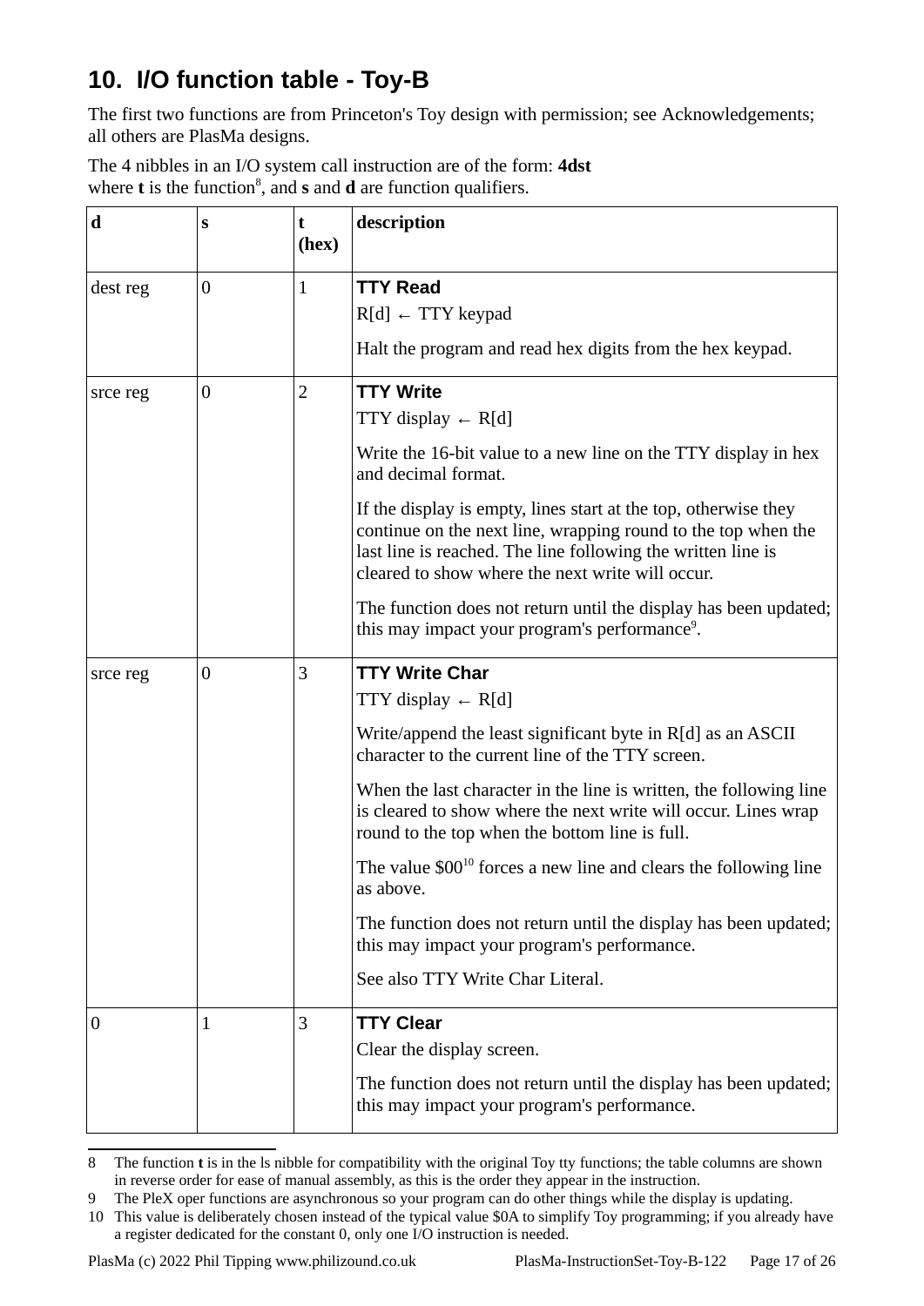## 10. I/O function table - Toy-B

The first two functions are from Princeton's Toy design with permission; see Acknowledgements; all others are PlasMa designs.

The 4 nibbles in an I/O system call instruction are of the form: **4dst**
where **t** is the function[8], and **s** and **d** are function qualifiers.

| d | s | t (hex) | description |
|---|---|---|---|
| dest reg | 0 | 1 | **TTY Read**<br>R[d] ← TTY keypad<br>Halt the program and read hex digits from the hex keypad. |
| srce reg | 0 | 2 | **TTY Write**<br>TTY display ← R[d]<br>Write the 16-bit value to a new line on the TTY display in hex and decimal format.<br>If the display is empty, lines start at the top, otherwise they continue on the next line, wrapping round to the top when the last line is reached. The line following the written line is cleared to show where the next write will occur.<br>The function does not return until the display has been updated; this may impact your program's performance[9]. |
| srce reg | 0 | 3 | **TTY Write Char**<br>TTY display ← R[d]<br>Write/append the least significant byte in R[d] as an ASCII character to the current line of the TTY screen.<br>When the last character in the line is written, the following line is cleared to show where the next write will occur. Lines wrap round to the top when the bottom line is full.<br>The value $00[10] forces a new line and clears the following line as above.<br>The function does not return until the display has been updated; this may impact your program's performance.<br>See also TTY Write Char Literal. |
| 0 | 1 | 3 | **TTY Clear**<br>Clear the display screen.<br>The function does not return until the display has been updated; this may impact your program's performance. |

8 The function **t** is in the ls nibble for compatibility with the original Toy tty functions; the table columns are shown in reverse order for ease of manual assembly, as this is the order they appear in the instruction.

9 The PleX oper functions are asynchronous so your program can do other things while the display is updating.

10 This value is deliberately chosen instead of the typical value $0A to simplify Toy programming; if you already have a register dedicated for the constant 0, only one I/O instruction is needed.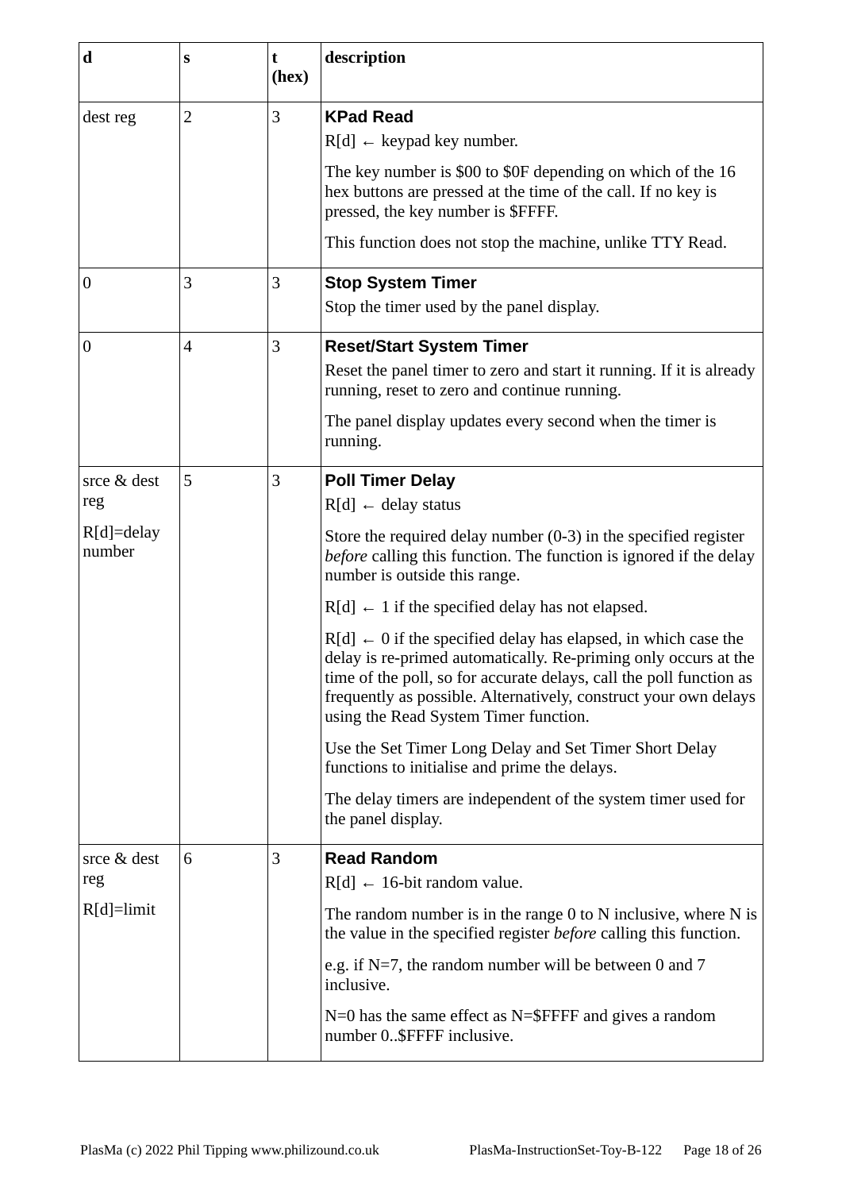| d | s | t (hex) | description |
|---|---|---|---|
| dest reg | 2 | 3 | **KPad Read**<br>R[d] ← keypad key number.<br>The key number is $00 to $0F depending on which of the 16 hex buttons are pressed at the time of the call. If no key is pressed, the key number is $FFFF.<br>This function does not stop the machine, unlike TTY Read. |
| 0 | 3 | 3 | **Stop System Timer**<br>Stop the timer used by the panel display. |
| 0 | 4 | 3 | **Reset/Start System Timer**<br>Reset the panel timer to zero and start it running. If it is already running, reset to zero and continue running.<br>The panel display updates every second when the timer is running. |
| srce & dest reg<br>R[d]=delay number | 5 | 3 | **Poll Timer Delay**<br>R[d] ← delay status<br>Store the required delay number (0-3) in the specified register *before* calling this function. The function is ignored if the delay number is outside this range.<br>R[d] ← 1 if the specified delay has not elapsed.<br>R[d] ← 0 if the specified delay has elapsed, in which case the delay is re-primed automatically. Re-priming only occurs at the time of the poll, so for accurate delays, call the poll function as frequently as possible. Alternatively, construct your own delays using the Read System Timer function.<br>Use the Set Timer Long Delay and Set Timer Short Delay functions to initialise and prime the delays.<br>The delay timers are independent of the system timer used for the panel display. |
| srce & dest reg<br>R[d]=limit | 6 | 3 | **Read Random**<br>R[d] ← 16-bit random value.<br>The random number is in the range 0 to N inclusive, where N is the value in the specified register *before* calling this function.<br>e.g. if N=7, the random number will be between 0 and 7 inclusive.<br>N=0 has the same effect as N=$FFFF and gives a random number 0..$FFFF inclusive. |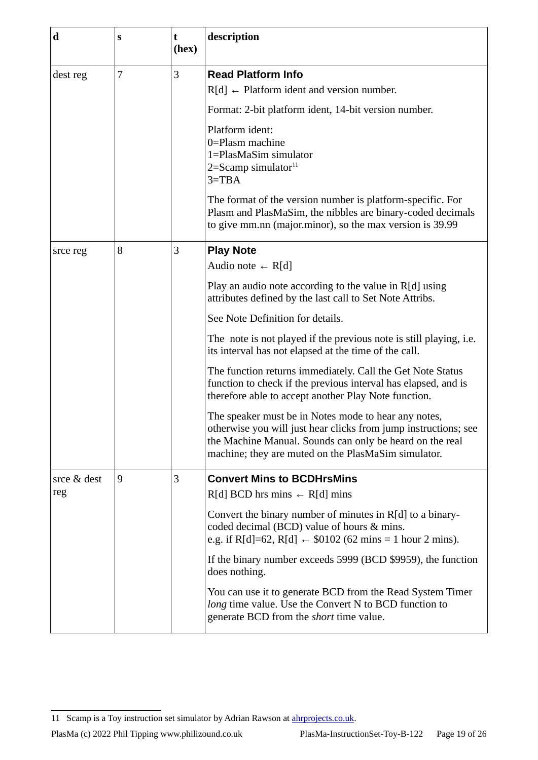| d | s | t (hex) | description |
|---|---|---|---|
| dest reg | 7 | 3 | **Read Platform Info**<br>R[d] ← Platform ident and version number.<br>Format: 2-bit platform ident, 14-bit version number.<br>Platform ident:<br>0=Plasm machine<br>1=PlasMaSim simulator<br>2=Scamp simulator[11]<br>3=TBA<br>The format of the version number is platform-specific. For Plasm and PlasMaSim, the nibbles are binary-coded decimals to give mm.nn (major.minor), so the max version is 39.99 |
| srce reg | 8 | 3 | **Play Note**<br>Audio note ← R[d]<br>Play an audio note according to the value in R[d] using attributes defined by the last call to Set Note Attribs.<br>See Note Definition for details.<br>The note is not played if the previous note is still playing, i.e. its interval has not elapsed at the time of the call.<br>The function returns immediately. Call the Get Note Status function to check if the previous interval has elapsed, and is therefore able to accept another Play Note function.<br>The speaker must be in Notes mode to hear any notes, otherwise you will just hear clicks from jump instructions; see the Machine Manual. Sounds can only be heard on the real machine; they are muted on the PlasMaSim simulator. |
| srce & dest reg | 9 | 3 | **Convert Mins to BCDHrsMins**<br>R[d] BCD hrs mins ← R[d] mins<br>Convert the binary number of minutes in R[d] to a binary-coded decimal (BCD) value of hours & mins.<br>e.g. if R[d]=62, R[d] ← $0102 (62 mins = 1 hour 2 mins).<br>If the binary number exceeds 5999 (BCD $9959), the function does nothing.<br>You can use it to generate BCD from the Read System Timer *long* time value. Use the Convert N to BCD function to generate BCD from the *short* time value. |

11 Scamp is a Toy instruction set simulator by Adrian Rawson at ahrprojects.co.uk.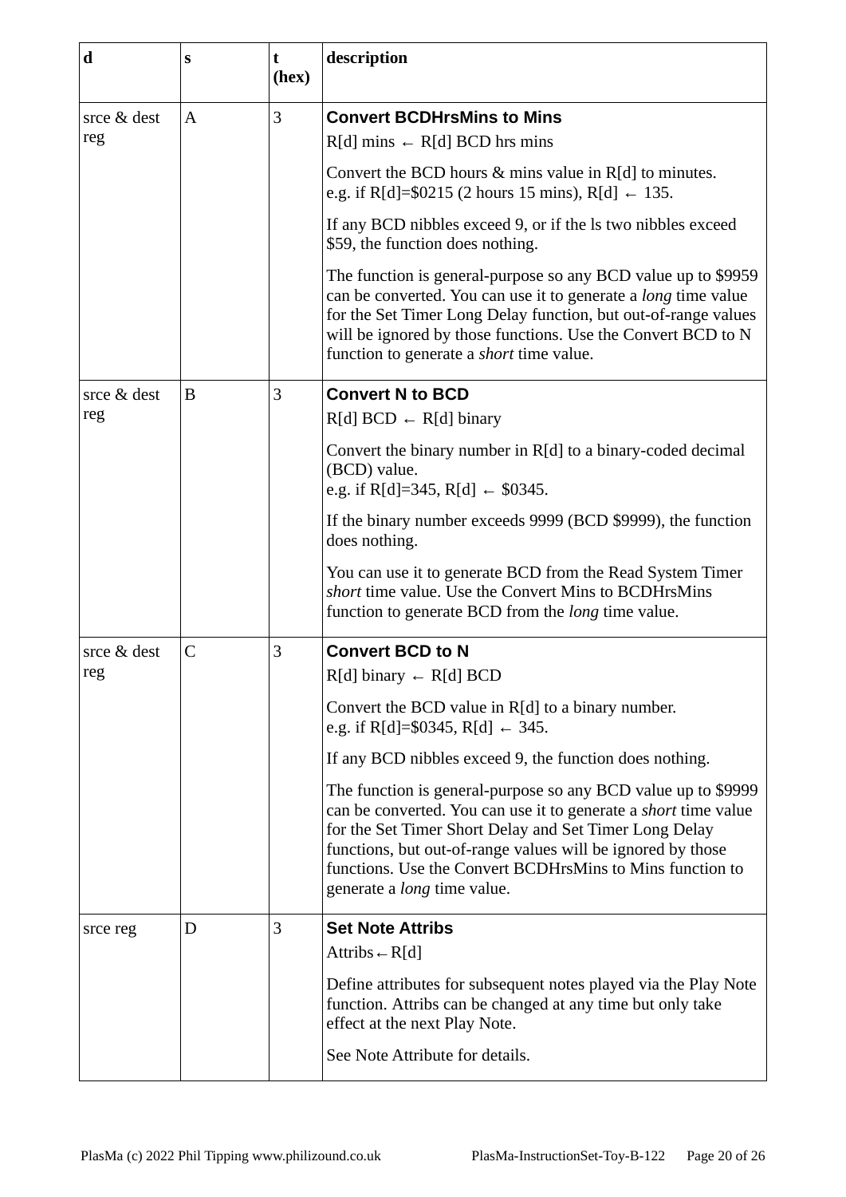| d | s | t (hex) | description |
|---|---|---|---|
| srce & dest reg | A | 3 | **Convert BCDHrsMins to Mins**<br>R[d] mins ← R[d] BCD hrs mins<br><br>Convert the BCD hours & mins value in R[d] to minutes. e.g. if R[d]=$0215 (2 hours 15 mins), R[d] ← 135.<br><br>If any BCD nibbles exceed 9, or if the ls two nibbles exceed $59, the function does nothing.<br><br>The function is general-purpose so any BCD value up to $9959 can be converted. You can use it to generate a *long* time value for the Set Timer Long Delay function, but out-of-range values will be ignored by those functions. Use the Convert BCD to N function to generate a *short* time value. |
| srce & dest reg | B | 3 | **Convert N to BCD**<br>R[d] BCD ← R[d] binary<br><br>Convert the binary number in R[d] to a binary-coded decimal (BCD) value.<br>e.g. if R[d]=345, R[d] ← $0345.<br><br>If the binary number exceeds 9999 (BCD $9999), the function does nothing.<br><br>You can use it to generate BCD from the Read System Timer *short* time value. Use the Convert Mins to BCDHrsMins function to generate BCD from the *long* time value. |
| srce & dest reg | C | 3 | **Convert BCD to N**<br>R[d] binary ← R[d] BCD<br><br>Convert the BCD value in R[d] to a binary number.<br>e.g. if R[d]=$0345, R[d] ← 345.<br><br>If any BCD nibbles exceed 9, the function does nothing.<br><br>The function is general-purpose so any BCD value up to $9999 can be converted. You can use it to generate a *short* time value for the Set Timer Short Delay and Set Timer Long Delay functions, but out-of-range values will be ignored by those functions. Use the Convert BCDHrsMins to Mins function to generate a *long* time value. |
| srce reg | D | 3 | **Set Note Attribs**<br>Attribs ← R[d]<br><br>Define attributes for subsequent notes played via the Play Note function. Attribs can be changed at any time but only take effect at the next Play Note.<br><br>See Note Attribute for details. |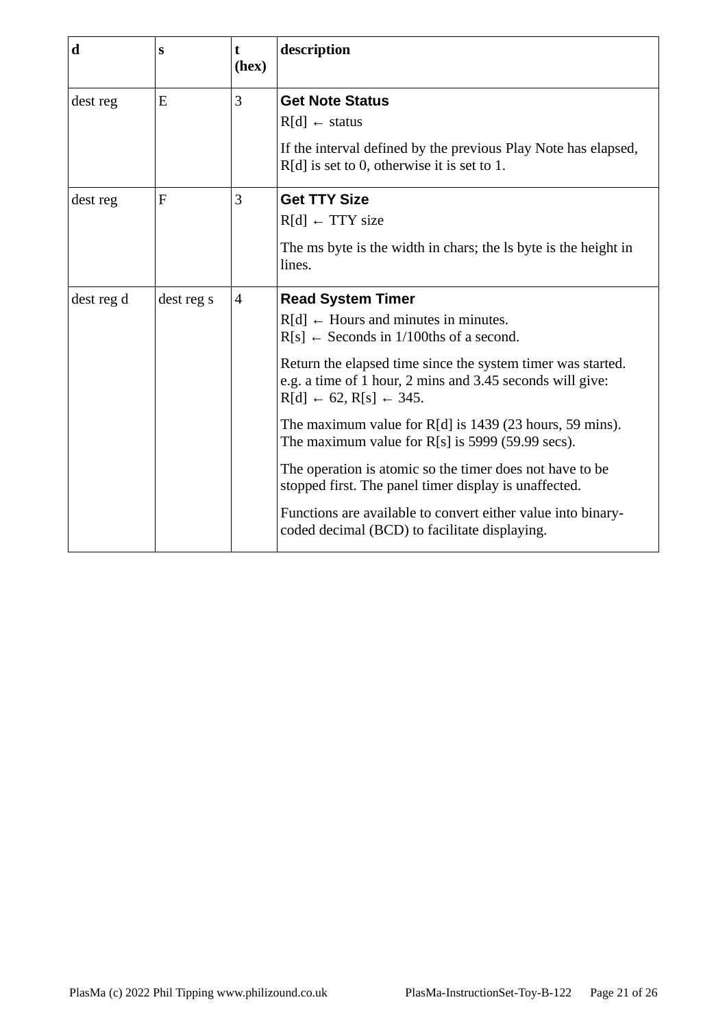| d | s | t (hex) | description |
|---|---|---|---|
| dest reg | E | 3 | **Get Note Status**<br>R[d] ← status<br><br>If the interval defined by the previous Play Note has elapsed, R[d] is set to 0, otherwise it is set to 1. |
| dest reg | F | 3 | **Get TTY Size**<br>R[d] ← TTY size<br><br>The ms byte is the width in chars; the ls byte is the height in lines. |
| dest reg d | dest reg s | 4 | **Read System Timer**<br>R[d] ← Hours and minutes in minutes.<br>R[s] ← Seconds in 1/100ths of a second.<br><br>Return the elapsed time since the system timer was started. e.g. a time of 1 hour, 2 mins and 3.45 seconds will give: R[d] ← 62, R[s] ← 345.<br><br>The maximum value for R[d] is 1439 (23 hours, 59 mins). The maximum value for R[s] is 5999 (59.99 secs).<br><br>The operation is atomic so the timer does not have to be stopped first. The panel timer display is unaffected.<br><br>Functions are available to convert either value into binary-coded decimal (BCD) to facilitate displaying. |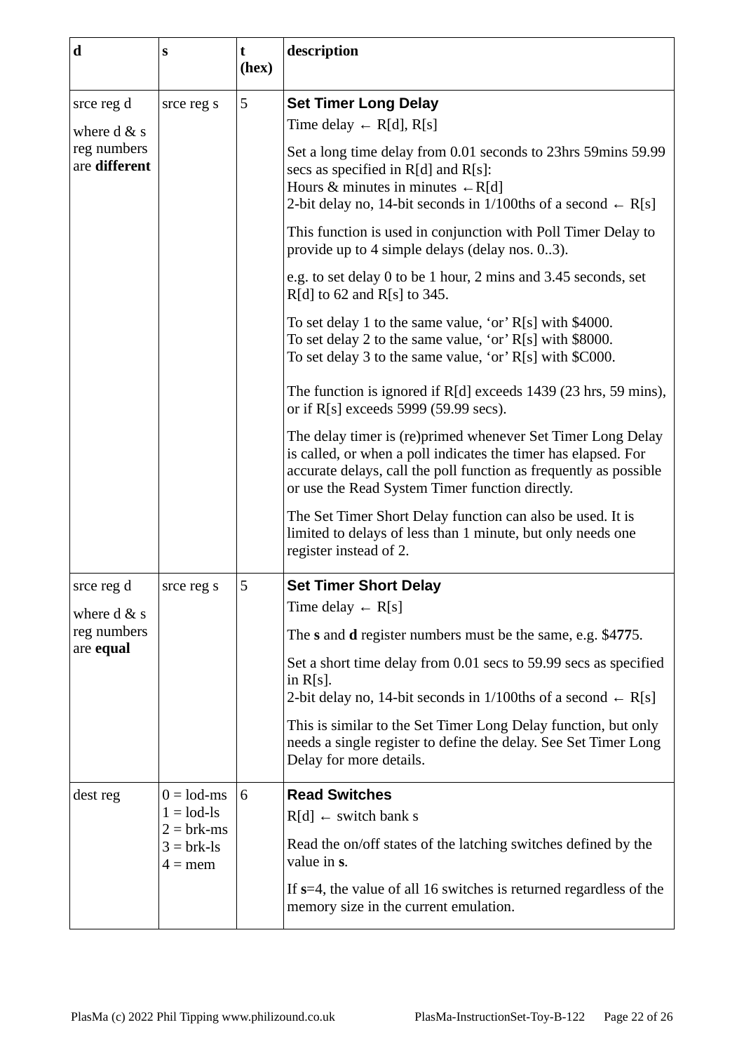| **d** | **s** | **t (hex)** | **description** |
|---|---|---|---|
| srce reg d<br><br>where d & s reg numbers are **different** | srce reg s | 5 | **Set Timer Long Delay**<br><br>Time delay ← R[d], R[s]<br><br>Set a long time delay from 0.01 seconds to 23hrs 59mins 59.99 secs as specified in R[d] and R[s]:<br>Hours & minutes in minutes ← R[d]<br>2-bit delay no, 14-bit seconds in 1/100ths of a second ← R[s]<br><br>This function is used in conjunction with Poll Timer Delay to provide up to 4 simple delays (delay nos. 0..3).<br><br>e.g. to set delay 0 to be 1 hour, 2 mins and 3.45 seconds, set R[d] to 62 and R[s] to 345.<br><br>To set delay 1 to the same value, 'or' R[s] with $4000.<br>To set delay 2 to the same value, 'or' R[s] with $8000.<br>To set delay 3 to the same value, 'or' R[s] with $C000.<br><br>The function is ignored if R[d] exceeds 1439 (23 hrs, 59 mins), or if R[s] exceeds 5999 (59.99 secs).<br><br>The delay timer is (re)primed whenever Set Timer Long Delay is called, or when a poll indicates the timer has elapsed. For accurate delays, call the poll function as frequently as possible or use the Read System Timer function directly.<br><br>The Set Timer Short Delay function can also be used. It is limited to delays of less than 1 minute, but only needs one register instead of 2. |
| srce reg d<br><br>where d & s reg numbers are **equal** | srce reg s | 5 | **Set Timer Short Delay**<br><br>Time delay ← R[s]<br><br>The **s** and **d** register numbers must be the same, e.g. $4**77**5.<br><br>Set a short time delay from 0.01 secs to 59.99 secs as specified in R[s].<br>2-bit delay no, 14-bit seconds in 1/100ths of a second ← R[s]<br><br>This is similar to the Set Timer Long Delay function, but only needs a single register to define the delay. See Set Timer Long Delay for more details. |
| dest reg | 0 = lod-ms<br>1 = lod-ls<br>2 = brk-ms<br>3 = brk-ls<br>4 = mem | 6 | **Read Switches**<br><br>R[d] ← switch bank s<br><br>Read the on/off states of the latching switches defined by the value in **s**.<br><br>If **s**=4, the value of all 16 switches is returned regardless of the memory size in the current emulation. |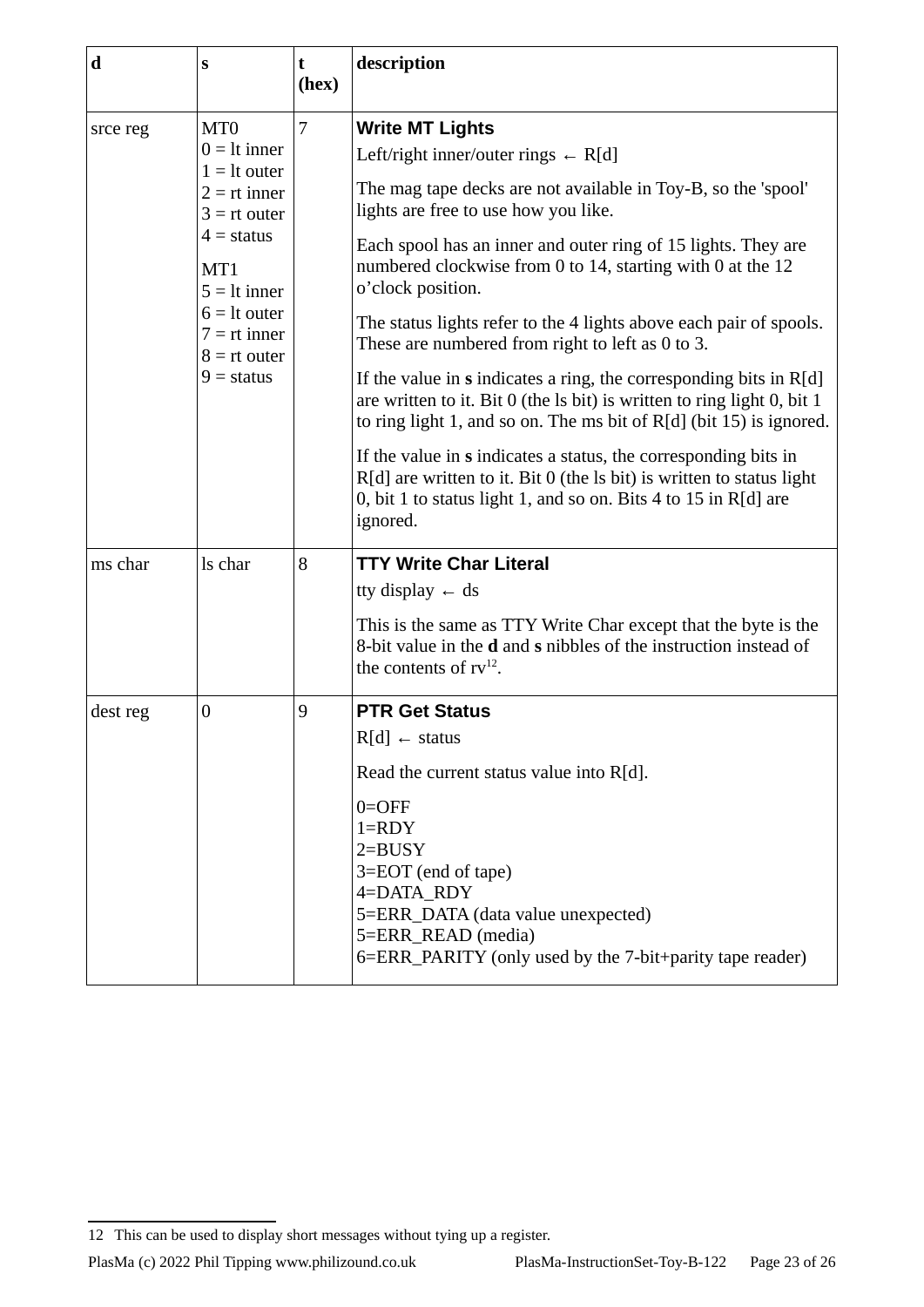| d | s | t (hex) | description |
|---|---|---|---|
| srce reg | MT0<br>0 = lt inner<br>1 = lt outer<br>2 = rt inner<br>3 = rt outer<br>4 = status<br>MT1<br>5 = lt inner<br>6 = lt outer<br>7 = rt inner<br>8 = rt outer<br>9 = status | 7 | **Write MT Lights**<br>Left/right inner/outer rings ← R[d]<br>The mag tape decks are not available in Toy-B, so the 'spool' lights are free to use how you like.<br>Each spool has an inner and outer ring of 15 lights. They are numbered clockwise from 0 to 14, starting with 0 at the 12 o’clock position.<br>The status lights refer to the 4 lights above each pair of spools. These are numbered from right to left as 0 to 3.<br>If the value in **s** indicates a ring, the corresponding bits in R[d] are written to it. Bit 0 (the ls bit) is written to ring light 0, bit 1 to ring light 1, and so on. The ms bit of R[d] (bit 15) is ignored.<br>If the value in **s** indicates a status, the corresponding bits in R[d] are written to it. Bit 0 (the ls bit) is written to status light 0, bit 1 to status light 1, and so on. Bits 4 to 15 in R[d] are ignored. |
| ms char | ls char | 8 | **TTY Write Char Literal**<br>tty display ← ds<br>This is the same as TTY Write Char except that the byte is the 8-bit value in the **d** and **s** nibbles of the instruction instead of the contents of rv[12]. |
| dest reg | 0 | 9 | **PTR Get Status**<br>R[d] ← status<br>Read the current status value into R[d].<br>0=OFF<br>1=RDY<br>2=BUSY<br>3=EOT (end of tape)<br>4=DATA_RDY<br>5=ERR_DATA (data value unexpected)<br>5=ERR_READ (media)<br>6=ERR_PARITY (only used by the 7-bit+parity tape reader) |

12 This can be used to display short messages without tying up a register.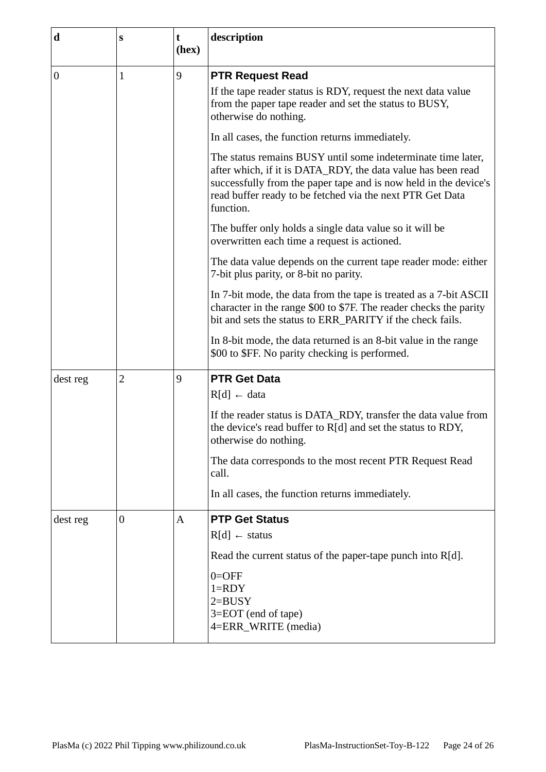| d | s | t (hex) | description |
|---|---|---|---|
| 0 | 1 | 9 | **PTR Request Read**<br>If the tape reader status is RDY, request the next data value from the paper tape reader and set the status to BUSY, otherwise do nothing.<br>In all cases, the function returns immediately.<br>The status remains BUSY until some indeterminate time later, after which, if it is DATA_RDY, the data value has been read successfully from the paper tape and is now held in the device's read buffer ready to be fetched via the next PTR Get Data function.<br>The buffer only holds a single data value so it will be overwritten each time a request is actioned.<br>The data value depends on the current tape reader mode: either 7-bit plus parity, or 8-bit no parity.<br>In 7-bit mode, the data from the tape is treated as a 7-bit ASCII character in the range $00 to $7F. The reader checks the parity bit and sets the status to ERR_PARITY if the check fails.<br>In 8-bit mode, the data returned is an 8-bit value in the range $00 to $FF. No parity checking is performed. |
| dest reg | 2 | 9 | **PTR Get Data**<br>R[d] ← data<br>If the reader status is DATA_RDY, transfer the data value from the device's read buffer to R[d] and set the status to RDY, otherwise do nothing.<br>The data corresponds to the most recent PTR Request Read call.<br>In all cases, the function returns immediately. |
| dest reg | 0 | A | **PTP Get Status**<br>R[d] ← status<br>Read the current status of the paper-tape punch into R[d].<br>0=OFF<br>1=RDY<br>2=BUSY<br>3=EOT (end of tape)<br>4=ERR_WRITE (media) |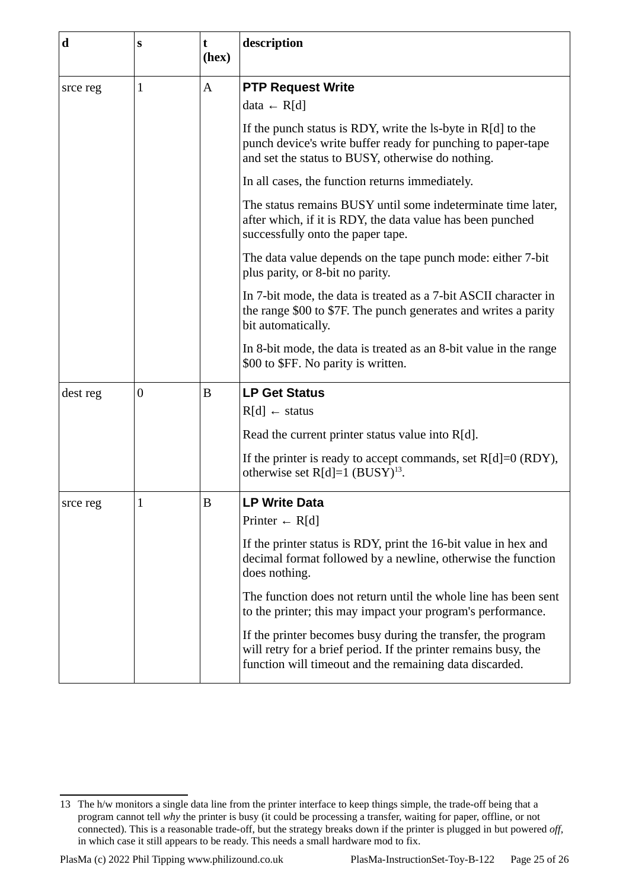| d | s | t (hex) | description |
|---|---|---|---|
| srce reg | 1 | A | **PTP Request Write**<br>data ← R[d]<br><br>If the punch status is RDY, write the ls-byte in R[d] to the punch device's write buffer ready for punching to paper-tape and set the status to BUSY, otherwise do nothing.<br><br>In all cases, the function returns immediately.<br><br>The status remains BUSY until some indeterminate time later, after which, if it is RDY, the data value has been punched successfully onto the paper tape.<br><br>The data value depends on the tape punch mode: either 7-bit plus parity, or 8-bit no parity.<br><br>In 7-bit mode, the data is treated as a 7-bit ASCII character in the range $00 to $7F. The punch generates and writes a parity bit automatically.<br><br>In 8-bit mode, the data is treated as an 8-bit value in the range $00 to $FF. No parity is written. |
| dest reg | 0 | B | **LP Get Status**<br>R[d] ← status<br><br>Read the current printer status value into R[d].<br><br>If the printer is ready to accept commands, set R[d]=0 (RDY), otherwise set R[d]=1 (BUSY)[13]. |
| srce reg | 1 | B | **LP Write Data**<br>Printer ← R[d]<br><br>If the printer status is RDY, print the 16-bit value in hex and decimal format followed by a newline, otherwise the function does nothing.<br><br>The function does not return until the whole line has been sent to the printer; this may impact your program's performance.<br><br>If the printer becomes busy during the transfer, the program will retry for a brief period. If the printer remains busy, the function will timeout and the remaining data discarded. |

[13] The h/w monitors a single data line from the printer interface to keep things simple, the trade-off being that a program cannot tell *why* the printer is busy (it could be processing a transfer, waiting for paper, offline, or not connected). This is a reasonable trade-off, but the strategy breaks down if the printer is plugged in but powered *off*, in which case it still appears to be ready. This needs a small hardware mod to fix.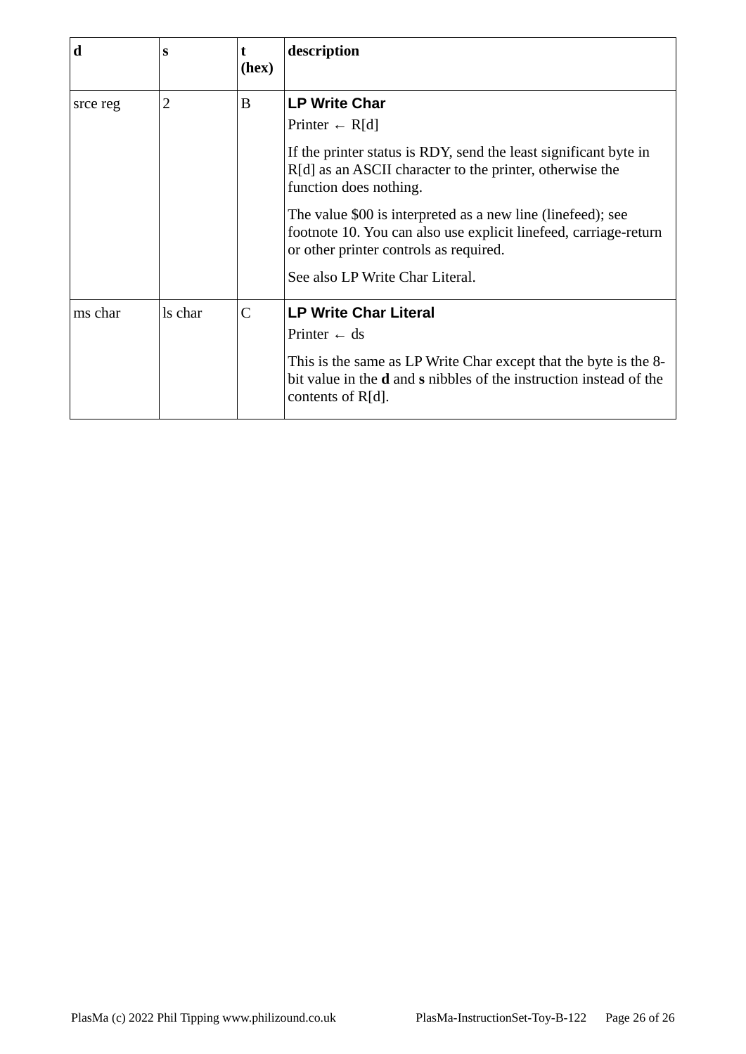| d | s | t (hex) | description |
|---|---|---|---|
| srce reg | 2 | B | **LP Write Char**<br>Printer ← R[d]<br>If the printer status is RDY, send the least significant byte in R[d] as an ASCII character to the printer, otherwise the function does nothing.<br>The value $00 is interpreted as a new line (linefeed); see footnote 10. You can also use explicit linefeed, carriage-return or other printer controls as required.<br>See also LP Write Char Literal. |
| ms char | ls char | C | **LP Write Char Literal**<br>Printer ← ds<br>This is the same as LP Write Char except that the byte is the 8-bit value in the **d** and **s** nibbles of the instruction instead of the contents of R[d]. |